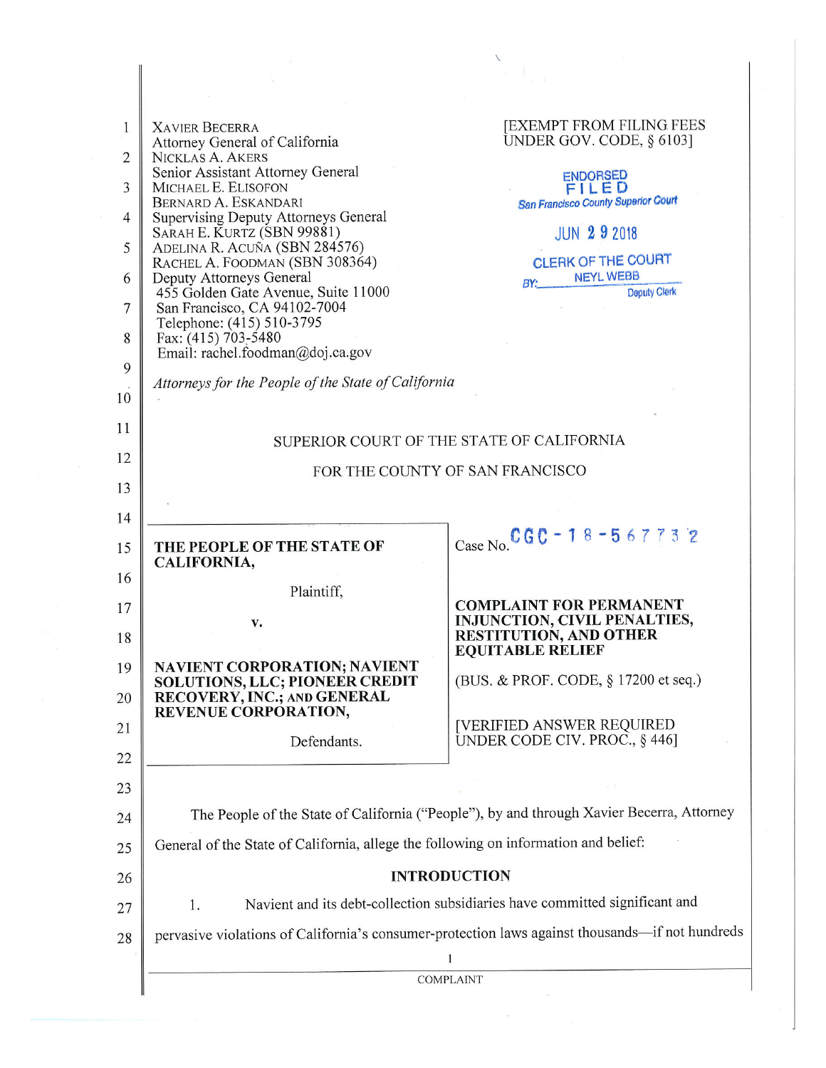XAVIER BECERRA
Attorney General of California
NICKLAS A. AKERS
Senior Assistant Attorney General
MICHAEL E. ELISOFON
BERNARD A. ESKANDARI
Supervising Deputy Attorneys General
SARAH E. KURTZ (SBN 99881)
ADELINA R. ACUÑA (SBN 284576)
RACHEL A. FOODMAN (SBN 308364)
Deputy Attorneys General
455 Golden Gate Avenue, Suite 11000
San Francisco, CA 94102-7004
Telephone: (415) 510-3795
Fax: (415) 703-5480
Email: rachel.foodman@doj.ca.gov

*Attorneys for the People of the State of California*

[EXEMPT FROM FILING FEES UNDER GOV. CODE, § 6103]

ENDORSED
FILED
San Francisco County Superior Court

JUN 29 2018

CLERK OF THE COURT
BY: NEYL WEBB
Deputy Clerk

SUPERIOR COURT OF THE STATE OF CALIFORNIA

FOR THE COUNTY OF SAN FRANCISCO

| | |
|---|---|
| **THE PEOPLE OF THE STATE OF CALIFORNIA,**<br><br>Plaintiff,<br><br>v.<br><br>**NAVIENT CORPORATION; NAVIENT SOLUTIONS, LLC; PIONEER CREDIT RECOVERY, INC.; AND GENERAL REVENUE CORPORATION,**<br><br>Defendants. | Case No. CGC-18-567732<br><br>**COMPLAINT FOR PERMANENT INJUNCTION, CIVIL PENALTIES, RESTITUTION, AND OTHER EQUITABLE RELIEF**<br><br>(BUS. & PROF. CODE, § 17200 et seq.)<br><br>[VERIFIED ANSWER REQUIRED UNDER CODE CIV. PROC., § 446] |

The People of the State of California ("People"), by and through Xavier Becerra, Attorney General of the State of California, allege the following on information and belief:

## INTRODUCTION

1. Navient and its debt-collection subsidiaries have committed significant and pervasive violations of California's consumer-protection laws against thousands—if not hundreds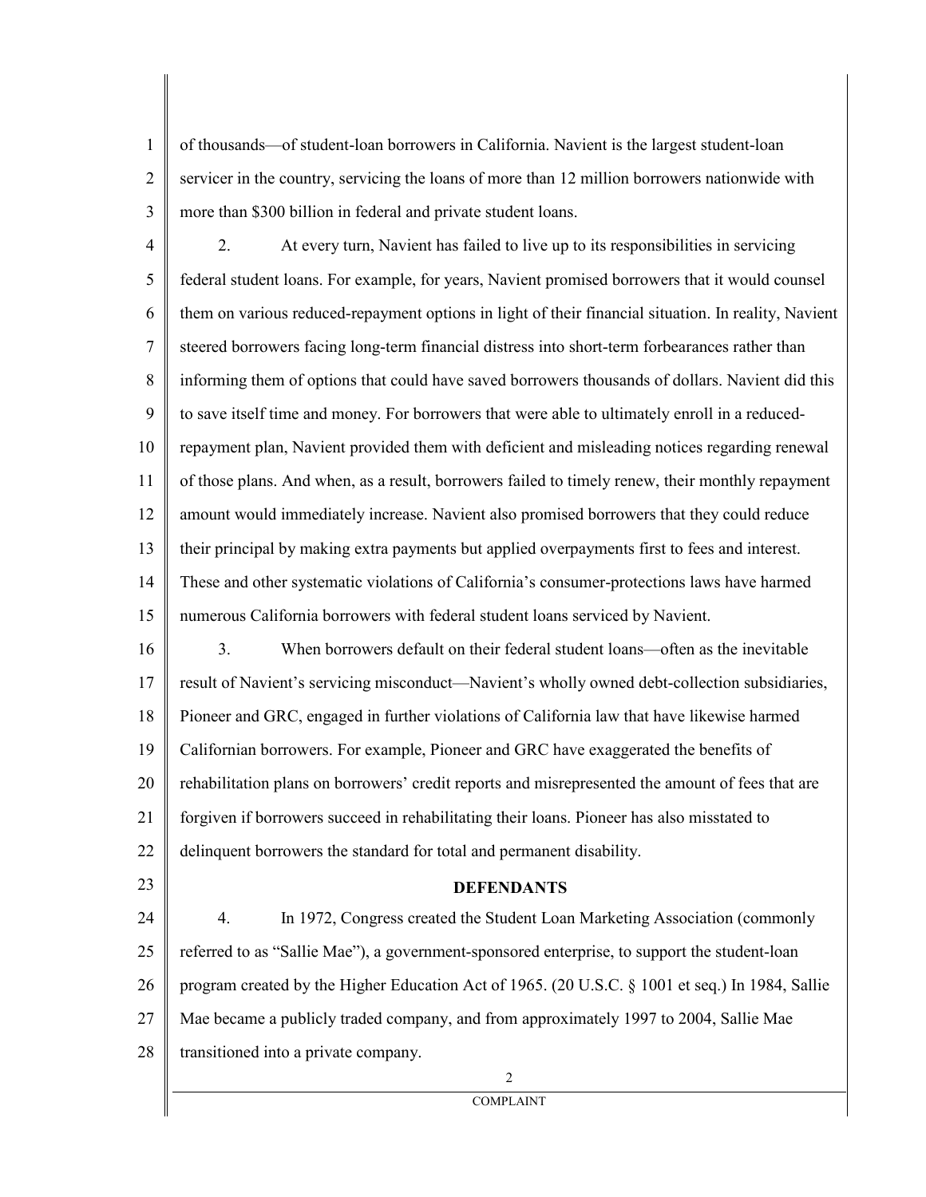of thousands—of student-loan borrowers in California. Navient is the largest student-loan servicer in the country, servicing the loans of more than 12 million borrowers nationwide with more than $300 billion in federal and private student loans.

2. At every turn, Navient has failed to live up to its responsibilities in servicing federal student loans. For example, for years, Navient promised borrowers that it would counsel them on various reduced-repayment options in light of their financial situation. In reality, Navient steered borrowers facing long-term financial distress into short-term forbearances rather than informing them of options that could have saved borrowers thousands of dollars. Navient did this to save itself time and money. For borrowers that were able to ultimately enroll in a reduced-repayment plan, Navient provided them with deficient and misleading notices regarding renewal of those plans. And when, as a result, borrowers failed to timely renew, their monthly repayment amount would immediately increase. Navient also promised borrowers that they could reduce their principal by making extra payments but applied overpayments first to fees and interest. These and other systematic violations of California's consumer-protections laws have harmed numerous California borrowers with federal student loans serviced by Navient.

3. When borrowers default on their federal student loans—often as the inevitable result of Navient's servicing misconduct—Navient's wholly owned debt-collection subsidiaries, Pioneer and GRC, engaged in further violations of California law that have likewise harmed Californian borrowers. For example, Pioneer and GRC have exaggerated the benefits of rehabilitation plans on borrowers' credit reports and misrepresented the amount of fees that are forgiven if borrowers succeed in rehabilitating their loans. Pioneer has also misstated to delinquent borrowers the standard for total and permanent disability.

## DEFENDANTS

4. In 1972, Congress created the Student Loan Marketing Association (commonly referred to as "Sallie Mae"), a government-sponsored enterprise, to support the student-loan program created by the Higher Education Act of 1965. (20 U.S.C. § 1001 et seq.) In 1984, Sallie Mae became a publicly traded company, and from approximately 1997 to 2004, Sallie Mae transitioned into a private company.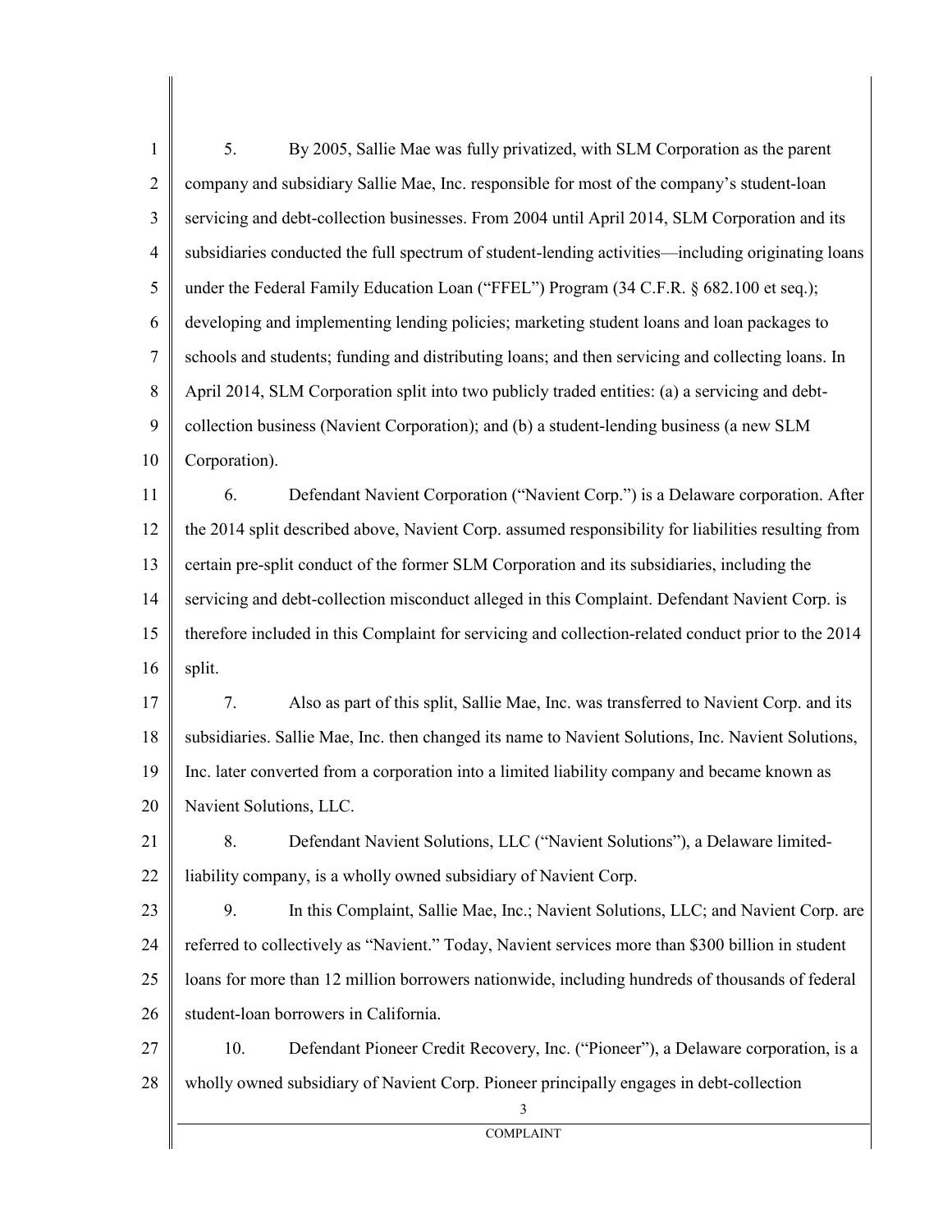5. By 2005, Sallie Mae was fully privatized, with SLM Corporation as the parent company and subsidiary Sallie Mae, Inc. responsible for most of the company's student-loan servicing and debt-collection businesses. From 2004 until April 2014, SLM Corporation and its subsidiaries conducted the full spectrum of student-lending activities—including originating loans under the Federal Family Education Loan ("FFEL") Program (34 C.F.R. § 682.100 et seq.); developing and implementing lending policies; marketing student loans and loan packages to schools and students; funding and distributing loans; and then servicing and collecting loans. In April 2014, SLM Corporation split into two publicly traded entities: (a) a servicing and debt-collection business (Navient Corporation); and (b) a student-lending business (a new SLM Corporation).

6. Defendant Navient Corporation ("Navient Corp.") is a Delaware corporation. After the 2014 split described above, Navient Corp. assumed responsibility for liabilities resulting from certain pre-split conduct of the former SLM Corporation and its subsidiaries, including the servicing and debt-collection misconduct alleged in this Complaint. Defendant Navient Corp. is therefore included in this Complaint for servicing and collection-related conduct prior to the 2014 split.

7. Also as part of this split, Sallie Mae, Inc. was transferred to Navient Corp. and its subsidiaries. Sallie Mae, Inc. then changed its name to Navient Solutions, Inc. Navient Solutions, Inc. later converted from a corporation into a limited liability company and became known as Navient Solutions, LLC.

8. Defendant Navient Solutions, LLC ("Navient Solutions"), a Delaware limited-liability company, is a wholly owned subsidiary of Navient Corp.

9. In this Complaint, Sallie Mae, Inc.; Navient Solutions, LLC; and Navient Corp. are referred to collectively as "Navient." Today, Navient services more than $300 billion in student loans for more than 12 million borrowers nationwide, including hundreds of thousands of federal student-loan borrowers in California.

10. Defendant Pioneer Credit Recovery, Inc. ("Pioneer"), a Delaware corporation, is a wholly owned subsidiary of Navient Corp. Pioneer principally engages in debt-collection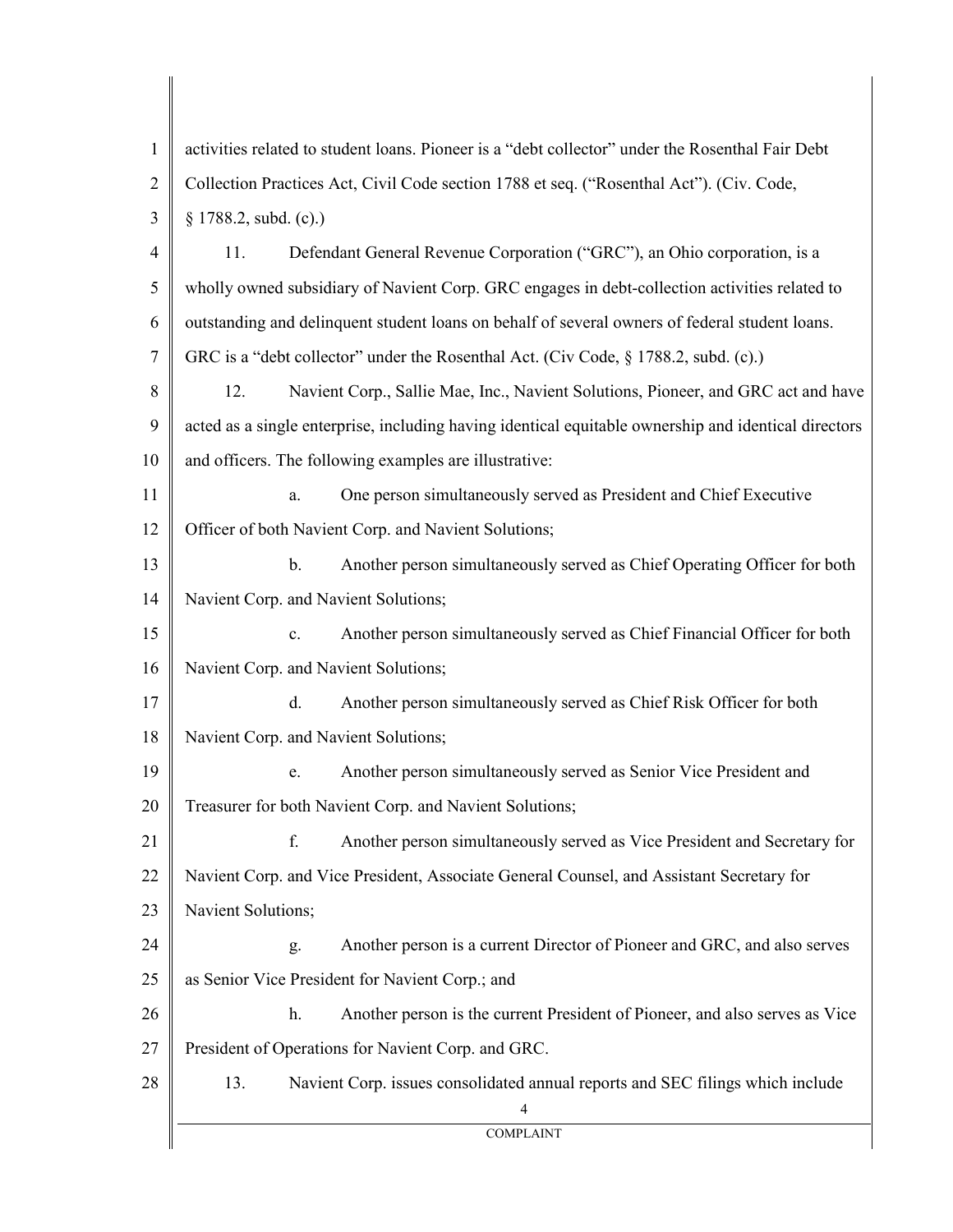activities related to student loans. Pioneer is a "debt collector" under the Rosenthal Fair Debt Collection Practices Act, Civil Code section 1788 et seq. ("Rosenthal Act"). (Civ. Code, § 1788.2, subd. (c).)

11. Defendant General Revenue Corporation ("GRC"), an Ohio corporation, is a wholly owned subsidiary of Navient Corp. GRC engages in debt-collection activities related to outstanding and delinquent student loans on behalf of several owners of federal student loans. GRC is a "debt collector" under the Rosenthal Act. (Civ Code, § 1788.2, subd. (c).)

12. Navient Corp., Sallie Mae, Inc., Navient Solutions, Pioneer, and GRC act and have acted as a single enterprise, including having identical equitable ownership and identical directors and officers. The following examples are illustrative:

a. One person simultaneously served as President and Chief Executive Officer of both Navient Corp. and Navient Solutions;

b. Another person simultaneously served as Chief Operating Officer for both Navient Corp. and Navient Solutions;

c. Another person simultaneously served as Chief Financial Officer for both Navient Corp. and Navient Solutions;

d. Another person simultaneously served as Chief Risk Officer for both Navient Corp. and Navient Solutions;

e. Another person simultaneously served as Senior Vice President and Treasurer for both Navient Corp. and Navient Solutions;

f. Another person simultaneously served as Vice President and Secretary for Navient Corp. and Vice President, Associate General Counsel, and Assistant Secretary for Navient Solutions;

g. Another person is a current Director of Pioneer and GRC, and also serves as Senior Vice President for Navient Corp.; and

h. Another person is the current President of Pioneer, and also serves as Vice President of Operations for Navient Corp. and GRC.

13. Navient Corp. issues consolidated annual reports and SEC filings which include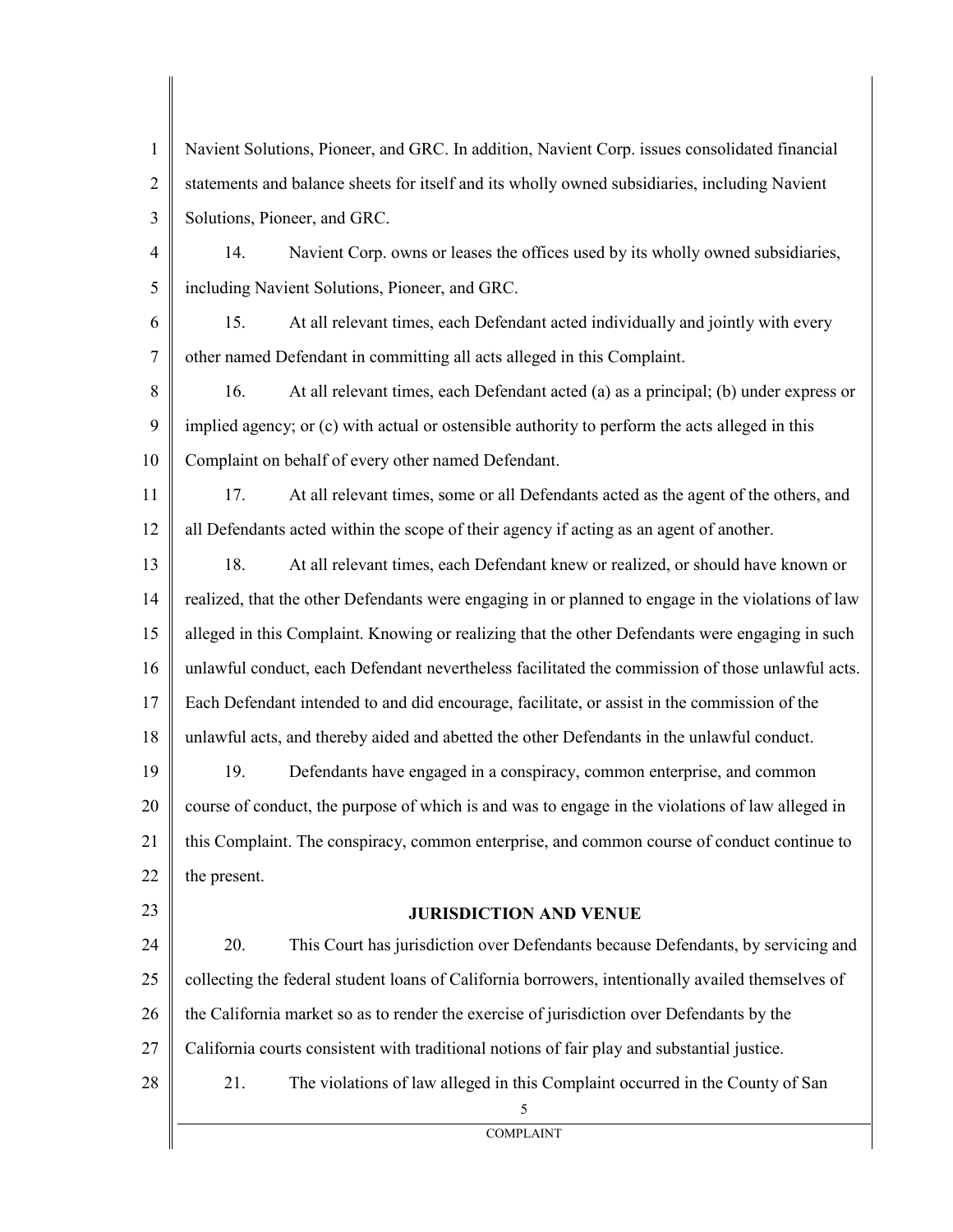Navient Solutions, Pioneer, and GRC. In addition, Navient Corp. issues consolidated financial statements and balance sheets for itself and its wholly owned subsidiaries, including Navient Solutions, Pioneer, and GRC.

14. Navient Corp. owns or leases the offices used by its wholly owned subsidiaries, including Navient Solutions, Pioneer, and GRC.

15. At all relevant times, each Defendant acted individually and jointly with every other named Defendant in committing all acts alleged in this Complaint.

16. At all relevant times, each Defendant acted (a) as a principal; (b) under express or implied agency; or (c) with actual or ostensible authority to perform the acts alleged in this Complaint on behalf of every other named Defendant.

17. At all relevant times, some or all Defendants acted as the agent of the others, and all Defendants acted within the scope of their agency if acting as an agent of another.

18. At all relevant times, each Defendant knew or realized, or should have known or realized, that the other Defendants were engaging in or planned to engage in the violations of law alleged in this Complaint. Knowing or realizing that the other Defendants were engaging in such unlawful conduct, each Defendant nevertheless facilitated the commission of those unlawful acts. Each Defendant intended to and did encourage, facilitate, or assist in the commission of the unlawful acts, and thereby aided and abetted the other Defendants in the unlawful conduct.

19. Defendants have engaged in a conspiracy, common enterprise, and common course of conduct, the purpose of which is and was to engage in the violations of law alleged in this Complaint. The conspiracy, common enterprise, and common course of conduct continue to the present.

## JURISDICTION AND VENUE

20. This Court has jurisdiction over Defendants because Defendants, by servicing and collecting the federal student loans of California borrowers, intentionally availed themselves of the California market so as to render the exercise of jurisdiction over Defendants by the California courts consistent with traditional notions of fair play and substantial justice.

21. The violations of law alleged in this Complaint occurred in the County of San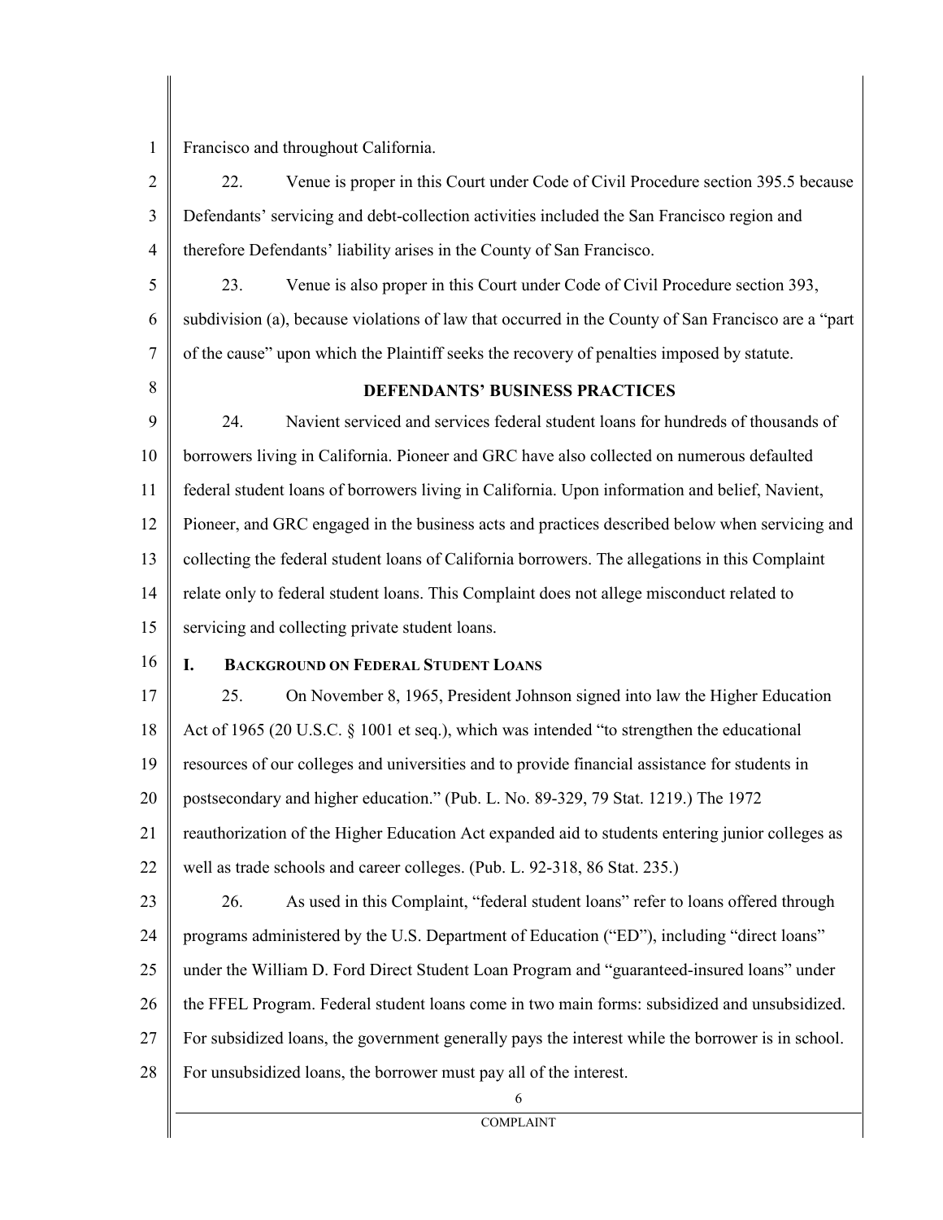Francisco and throughout California.

22. Venue is proper in this Court under Code of Civil Procedure section 395.5 because Defendants' servicing and debt-collection activities included the San Francisco region and therefore Defendants' liability arises in the County of San Francisco.

23. Venue is also proper in this Court under Code of Civil Procedure section 393, subdivision (a), because violations of law that occurred in the County of San Francisco are a "part of the cause" upon which the Plaintiff seeks the recovery of penalties imposed by statute.

## DEFENDANTS' BUSINESS PRACTICES

24. Navient serviced and services federal student loans for hundreds of thousands of borrowers living in California. Pioneer and GRC have also collected on numerous defaulted federal student loans of borrowers living in California. Upon information and belief, Navient, Pioneer, and GRC engaged in the business acts and practices described below when servicing and collecting the federal student loans of California borrowers. The allegations in this Complaint relate only to federal student loans. This Complaint does not allege misconduct related to servicing and collecting private student loans.

### I. Background on Federal Student Loans

25. On November 8, 1965, President Johnson signed into law the Higher Education Act of 1965 (20 U.S.C. § 1001 et seq.), which was intended "to strengthen the educational resources of our colleges and universities and to provide financial assistance for students in postsecondary and higher education." (Pub. L. No. 89-329, 79 Stat. 1219.) The 1972 reauthorization of the Higher Education Act expanded aid to students entering junior colleges as well as trade schools and career colleges. (Pub. L. 92-318, 86 Stat. 235.)

26. As used in this Complaint, "federal student loans" refer to loans offered through programs administered by the U.S. Department of Education ("ED"), including "direct loans" under the William D. Ford Direct Student Loan Program and "guaranteed-insured loans" under the FFEL Program. Federal student loans come in two main forms: subsidized and unsubsidized. For subsidized loans, the government generally pays the interest while the borrower is in school. For unsubsidized loans, the borrower must pay all of the interest.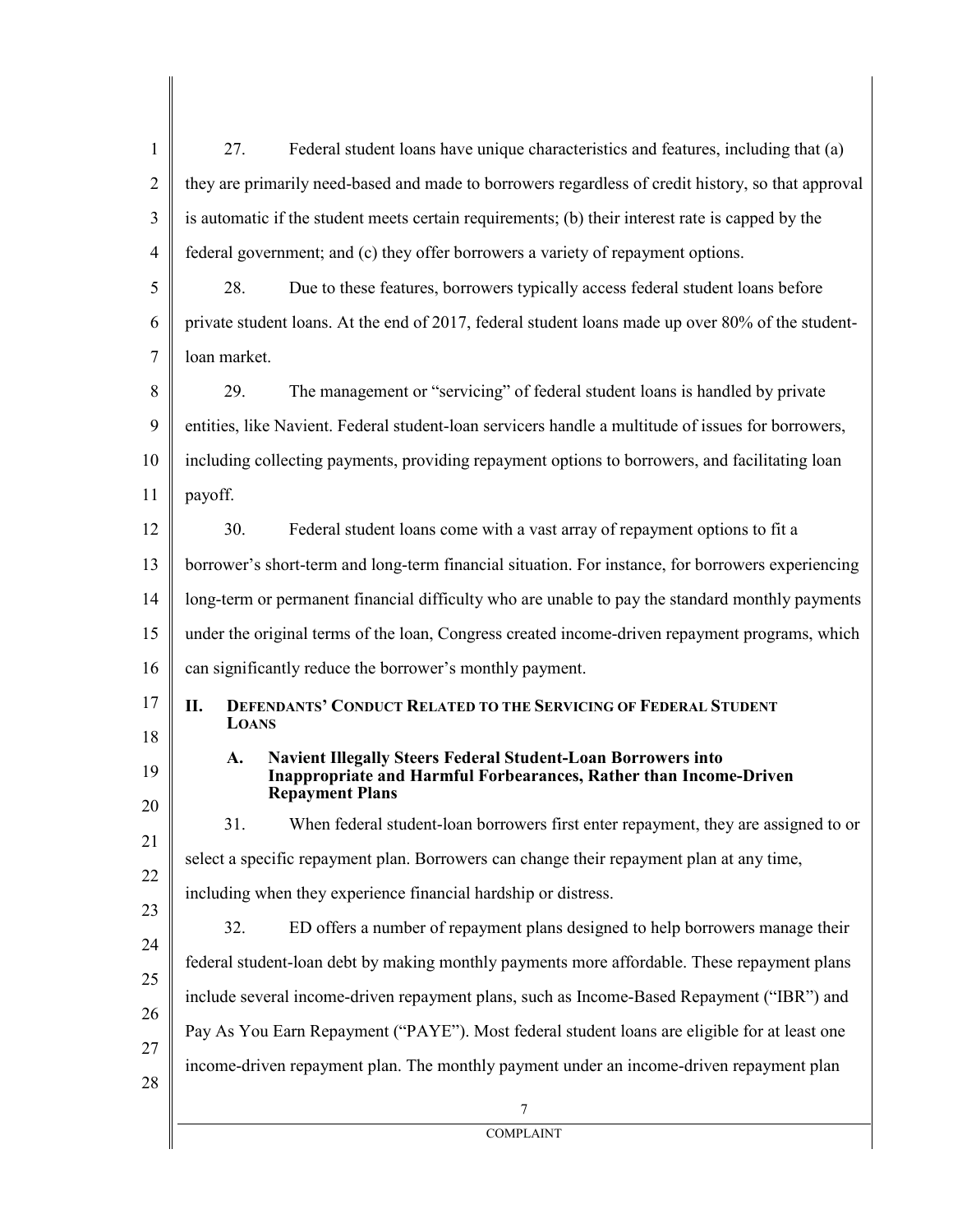27. Federal student loans have unique characteristics and features, including that (a) they are primarily need-based and made to borrowers regardless of credit history, so that approval is automatic if the student meets certain requirements; (b) their interest rate is capped by the federal government; and (c) they offer borrowers a variety of repayment options.

28. Due to these features, borrowers typically access federal student loans before private student loans. At the end of 2017, federal student loans made up over 80% of the student-loan market.

29. The management or "servicing" of federal student loans is handled by private entities, like Navient. Federal student-loan servicers handle a multitude of issues for borrowers, including collecting payments, providing repayment options to borrowers, and facilitating loan payoff.

30. Federal student loans come with a vast array of repayment options to fit a borrower's short-term and long-term financial situation. For instance, for borrowers experiencing long-term or permanent financial difficulty who are unable to pay the standard monthly payments under the original terms of the loan, Congress created income-driven repayment programs, which can significantly reduce the borrower's monthly payment.

## II. Defendants' Conduct Related to the Servicing of Federal Student Loans

### A. Navient Illegally Steers Federal Student-Loan Borrowers into Inappropriate and Harmful Forbearances, Rather than Income-Driven Repayment Plans

31. When federal student-loan borrowers first enter repayment, they are assigned to or select a specific repayment plan. Borrowers can change their repayment plan at any time, including when they experience financial hardship or distress.

32. ED offers a number of repayment plans designed to help borrowers manage their federal student-loan debt by making monthly payments more affordable. These repayment plans include several income-driven repayment plans, such as Income-Based Repayment ("IBR") and Pay As You Earn Repayment ("PAYE"). Most federal student loans are eligible for at least one income-driven repayment plan. The monthly payment under an income-driven repayment plan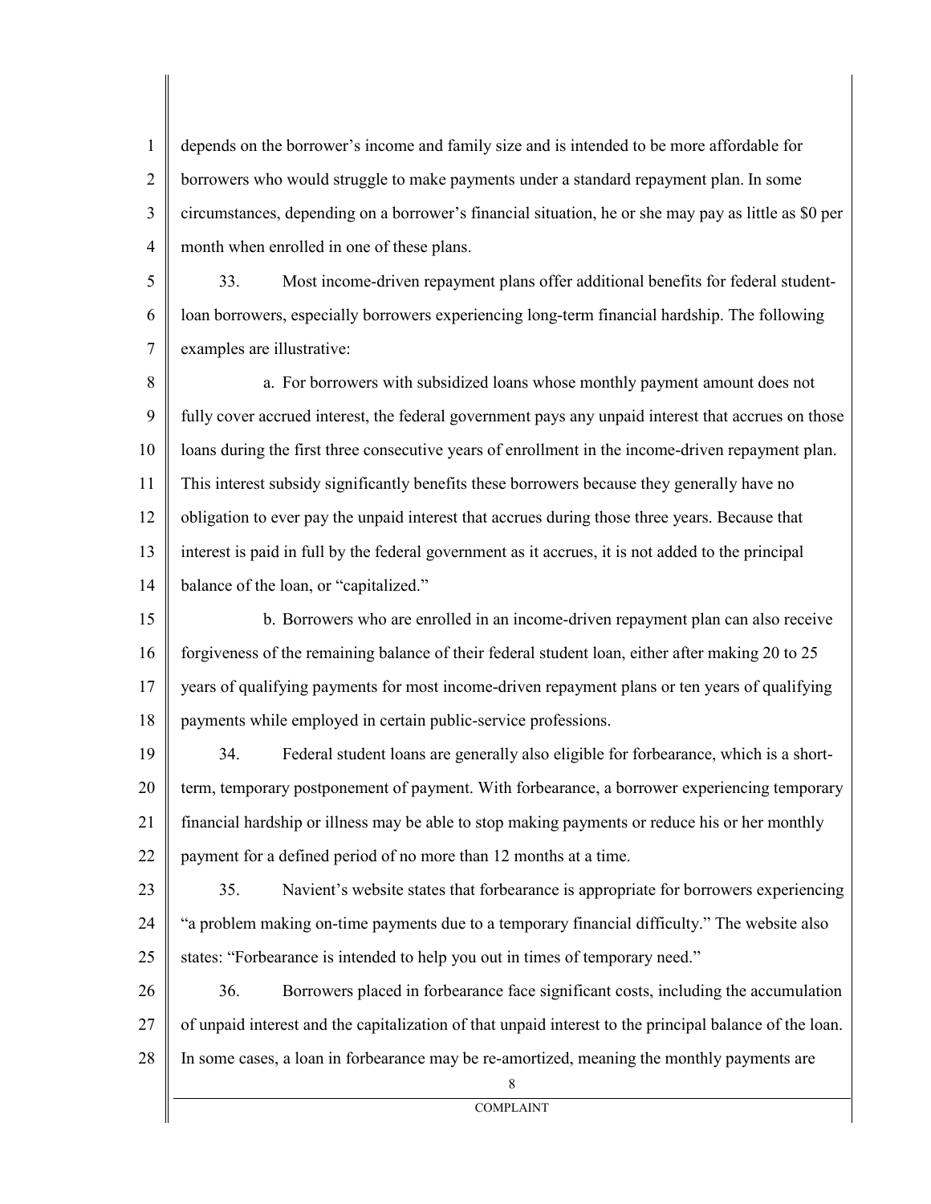depends on the borrower's income and family size and is intended to be more affordable for borrowers who would struggle to make payments under a standard repayment plan. In some circumstances, depending on a borrower's financial situation, he or she may pay as little as $0 per month when enrolled in one of these plans.

33. Most income-driven repayment plans offer additional benefits for federal student-loan borrowers, especially borrowers experiencing long-term financial hardship. The following examples are illustrative:

a. For borrowers with subsidized loans whose monthly payment amount does not fully cover accrued interest, the federal government pays any unpaid interest that accrues on those loans during the first three consecutive years of enrollment in the income-driven repayment plan. This interest subsidy significantly benefits these borrowers because they generally have no obligation to ever pay the unpaid interest that accrues during those three years. Because that interest is paid in full by the federal government as it accrues, it is not added to the principal balance of the loan, or "capitalized."

b. Borrowers who are enrolled in an income-driven repayment plan can also receive forgiveness of the remaining balance of their federal student loan, either after making 20 to 25 years of qualifying payments for most income-driven repayment plans or ten years of qualifying payments while employed in certain public-service professions.

34. Federal student loans are generally also eligible for forbearance, which is a short-term, temporary postponement of payment. With forbearance, a borrower experiencing temporary financial hardship or illness may be able to stop making payments or reduce his or her monthly payment for a defined period of no more than 12 months at a time.

35. Navient's website states that forbearance is appropriate for borrowers experiencing "a problem making on-time payments due to a temporary financial difficulty." The website also states: "Forbearance is intended to help you out in times of temporary need."

36. Borrowers placed in forbearance face significant costs, including the accumulation of unpaid interest and the capitalization of that unpaid interest to the principal balance of the loan. In some cases, a loan in forbearance may be re-amortized, meaning the monthly payments are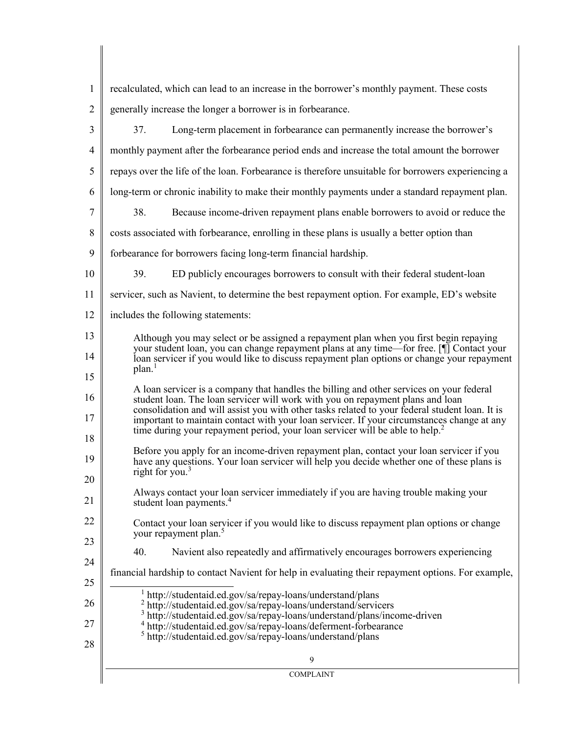recalculated, which can lead to an increase in the borrower's monthly payment. These costs generally increase the longer a borrower is in forbearance.

37. Long-term placement in forbearance can permanently increase the borrower's monthly payment after the forbearance period ends and increase the total amount the borrower repays over the life of the loan. Forbearance is therefore unsuitable for borrowers experiencing a long-term or chronic inability to make their monthly payments under a standard repayment plan.

38. Because income-driven repayment plans enable borrowers to avoid or reduce the costs associated with forbearance, enrolling in these plans is usually a better option than forbearance for borrowers facing long-term financial hardship.

39. ED publicly encourages borrowers to consult with their federal student-loan servicer, such as Navient, to determine the best repayment option. For example, ED's website includes the following statements:

> Although you may select or be assigned a repayment plan when you first begin repaying your student loan, you can change repayment plans at any time—for free. [¶] Contact your loan servicer if you would like to discuss repayment plan options or change your repayment plan.[1]
>
> A loan servicer is a company that handles the billing and other services on your federal student loan. The loan servicer will work with you on repayment plans and loan consolidation and will assist you with other tasks related to your federal student loan. It is important to maintain contact with your loan servicer. If your circumstances change at any time during your repayment period, your loan servicer will be able to help.[2]
>
> Before you apply for an income-driven repayment plan, contact your loan servicer if you have any questions. Your loan servicer will help you decide whether one of these plans is right for you.[3]
>
> Always contact your loan servicer immediately if you are having trouble making your student loan payments.[4]
>
> Contact your loan servicer if you would like to discuss repayment plan options or change your repayment plan.[5]

40. Navient also repeatedly and affirmatively encourages borrowers experiencing financial hardship to contact Navient for help in evaluating their repayment options. For example,

---

[1] http://studentaid.ed.gov/sa/repay-loans/understand/plans
[2] http://studentaid.ed.gov/sa/repay-loans/understand/servicers
[3] http://studentaid.ed.gov/sa/repay-loans/understand/plans/income-driven
[4] http://studentaid.ed.gov/sa/repay-loans/deferment-forbearance
[5] http://studentaid.ed.gov/sa/repay-loans/understand/plans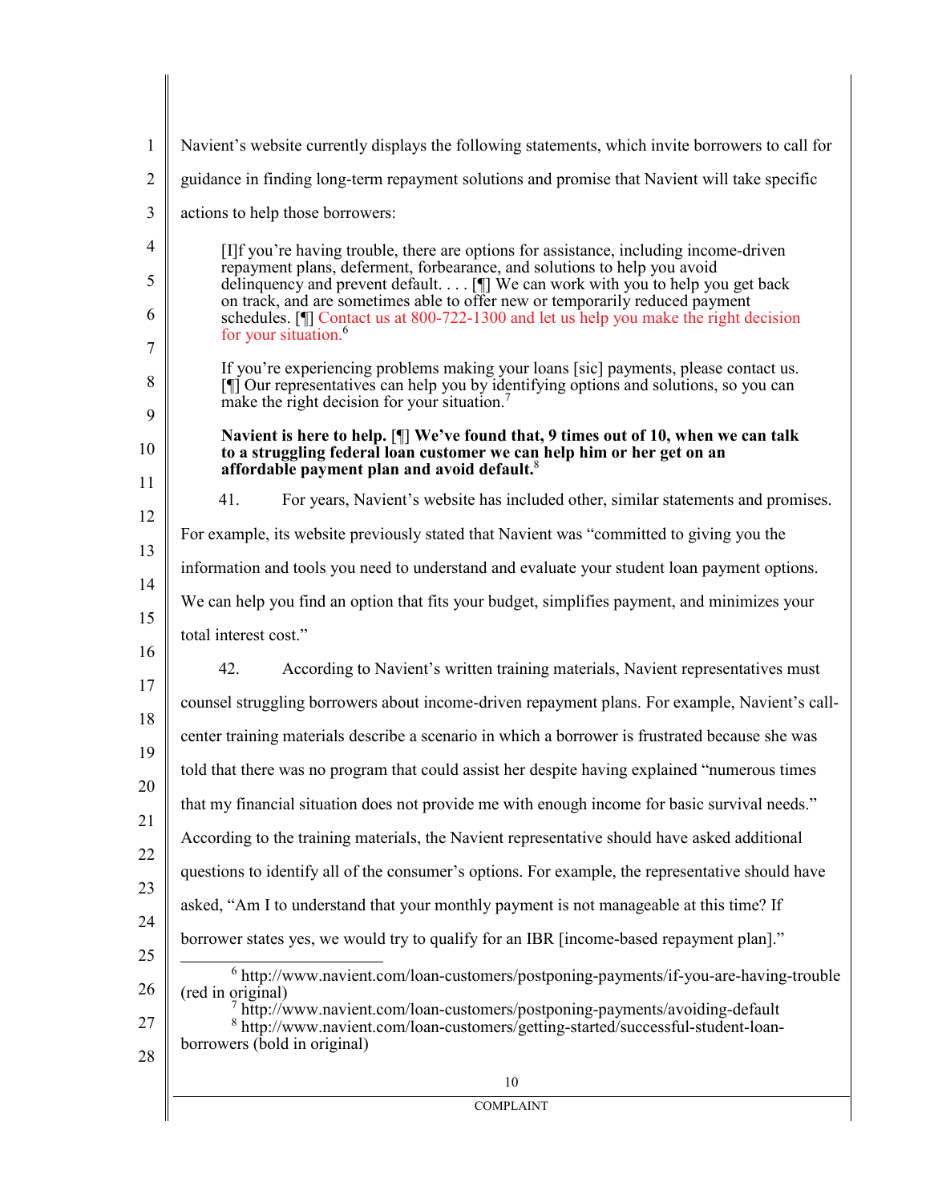Navient's website currently displays the following statements, which invite borrowers to call for guidance in finding long-term repayment solutions and promise that Navient will take specific actions to help those borrowers:

> [I]f you're having trouble, there are options for assistance, including income-driven repayment plans, deferment, forbearance, and solutions to help you avoid delinquency and prevent default. . . . [¶] We can work with you to help you get back on track, and are sometimes able to offer new or temporarily reduced payment schedules. [¶] Contact us at 800-722-1300 and let us help you make the right decision for your situation.[6]

> If you're experiencing problems making your loans [sic] payments, please contact us. [¶] Our representatives can help you by identifying options and solutions, so you can make the right decision for your situation.[7]

> **Navient is here to help.** [¶] **We've found that, 9 times out of 10, when we can talk to a struggling federal loan customer we can help him or her get on an affordable payment plan and avoid default.**[8]

41. For years, Navient's website has included other, similar statements and promises. For example, its website previously stated that Navient was "committed to giving you the information and tools you need to understand and evaluate your student loan payment options. We can help you find an option that fits your budget, simplifies payment, and minimizes your total interest cost."

42. According to Navient's written training materials, Navient representatives must counsel struggling borrowers about income-driven repayment plans. For example, Navient's call-center training materials describe a scenario in which a borrower is frustrated because she was told that there was no program that could assist her despite having explained "numerous times that my financial situation does not provide me with enough income for basic survival needs." According to the training materials, the Navient representative should have asked additional questions to identify all of the consumer's options. For example, the representative should have asked, "Am I to understand that your monthly payment is not manageable at this time? If borrower states yes, we would try to qualify for an IBR [income-based repayment plan]."

---

[6] http://www.navient.com/loan-customers/postponing-payments/if-you-are-having-trouble (red in original)

[7] http://www.navient.com/loan-customers/postponing-payments/avoiding-default

[8] http://www.navient.com/loan-customers/getting-started/successful-student-loan-borrowers (bold in original)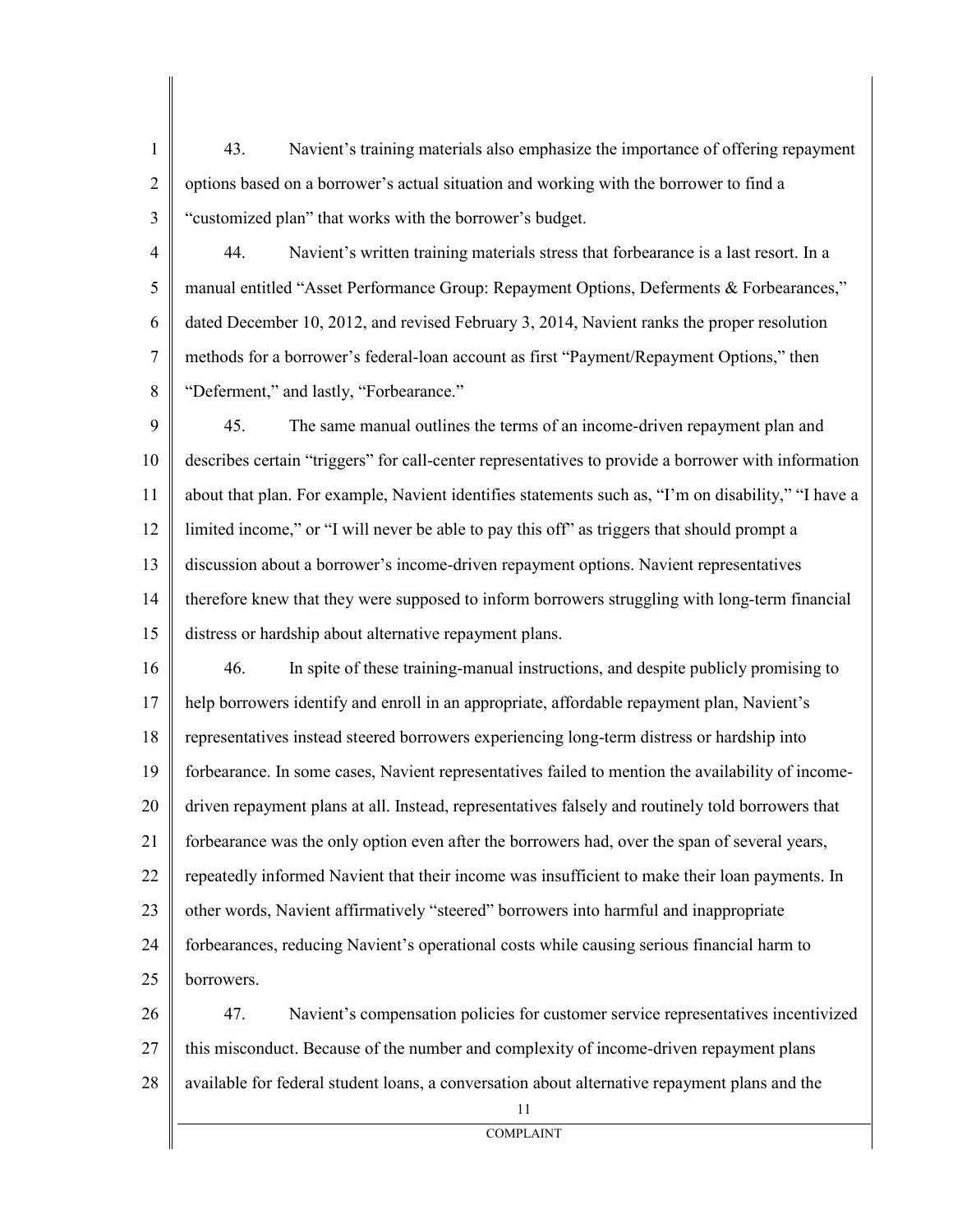43. Navient's training materials also emphasize the importance of offering repayment options based on a borrower's actual situation and working with the borrower to find a "customized plan" that works with the borrower's budget.

44. Navient's written training materials stress that forbearance is a last resort. In a manual entitled "Asset Performance Group: Repayment Options, Deferments & Forbearances," dated December 10, 2012, and revised February 3, 2014, Navient ranks the proper resolution methods for a borrower's federal-loan account as first "Payment/Repayment Options," then "Deferment," and lastly, "Forbearance."

45. The same manual outlines the terms of an income-driven repayment plan and describes certain "triggers" for call-center representatives to provide a borrower with information about that plan. For example, Navient identifies statements such as, "I'm on disability," "I have a limited income," or "I will never be able to pay this off" as triggers that should prompt a discussion about a borrower's income-driven repayment options. Navient representatives therefore knew that they were supposed to inform borrowers struggling with long-term financial distress or hardship about alternative repayment plans.

46. In spite of these training-manual instructions, and despite publicly promising to help borrowers identify and enroll in an appropriate, affordable repayment plan, Navient's representatives instead steered borrowers experiencing long-term distress or hardship into forbearance. In some cases, Navient representatives failed to mention the availability of income-driven repayment plans at all. Instead, representatives falsely and routinely told borrowers that forbearance was the only option even after the borrowers had, over the span of several years, repeatedly informed Navient that their income was insufficient to make their loan payments. In other words, Navient affirmatively "steered" borrowers into harmful and inappropriate forbearances, reducing Navient's operational costs while causing serious financial harm to borrowers.

47. Navient's compensation policies for customer service representatives incentivized this misconduct. Because of the number and complexity of income-driven repayment plans available for federal student loans, a conversation about alternative repayment plans and the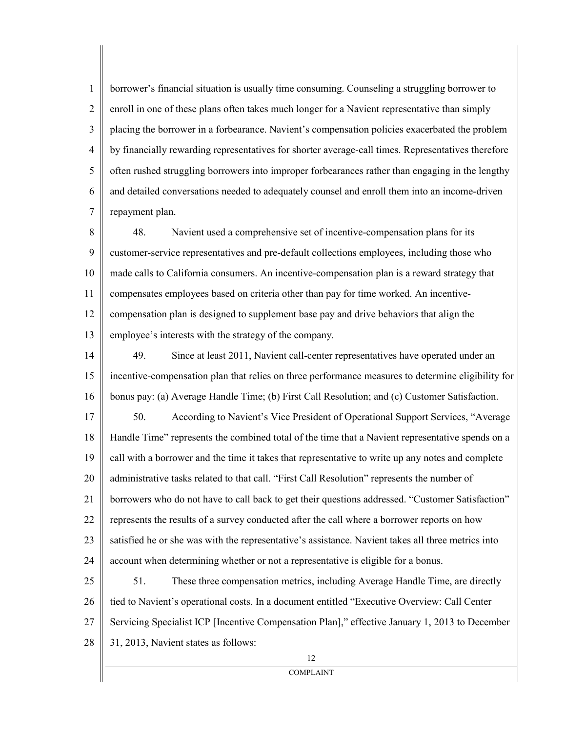borrower's financial situation is usually time consuming. Counseling a struggling borrower to enroll in one of these plans often takes much longer for a Navient representative than simply placing the borrower in a forbearance. Navient's compensation policies exacerbated the problem by financially rewarding representatives for shorter average-call times. Representatives therefore often rushed struggling borrowers into improper forbearances rather than engaging in the lengthy and detailed conversations needed to adequately counsel and enroll them into an income-driven repayment plan.

48. Navient used a comprehensive set of incentive-compensation plans for its customer-service representatives and pre-default collections employees, including those who made calls to California consumers. An incentive-compensation plan is a reward strategy that compensates employees based on criteria other than pay for time worked. An incentive-compensation plan is designed to supplement base pay and drive behaviors that align the employee's interests with the strategy of the company.

49. Since at least 2011, Navient call-center representatives have operated under an incentive-compensation plan that relies on three performance measures to determine eligibility for bonus pay: (a) Average Handle Time; (b) First Call Resolution; and (c) Customer Satisfaction.

50. According to Navient's Vice President of Operational Support Services, "Average Handle Time" represents the combined total of the time that a Navient representative spends on a call with a borrower and the time it takes that representative to write up any notes and complete administrative tasks related to that call. "First Call Resolution" represents the number of borrowers who do not have to call back to get their questions addressed. "Customer Satisfaction" represents the results of a survey conducted after the call where a borrower reports on how satisfied he or she was with the representative's assistance. Navient takes all three metrics into account when determining whether or not a representative is eligible for a bonus.

51. These three compensation metrics, including Average Handle Time, are directly tied to Navient's operational costs. In a document entitled "Executive Overview: Call Center Servicing Specialist ICP [Incentive Compensation Plan]," effective January 1, 2013 to December 31, 2013, Navient states as follows: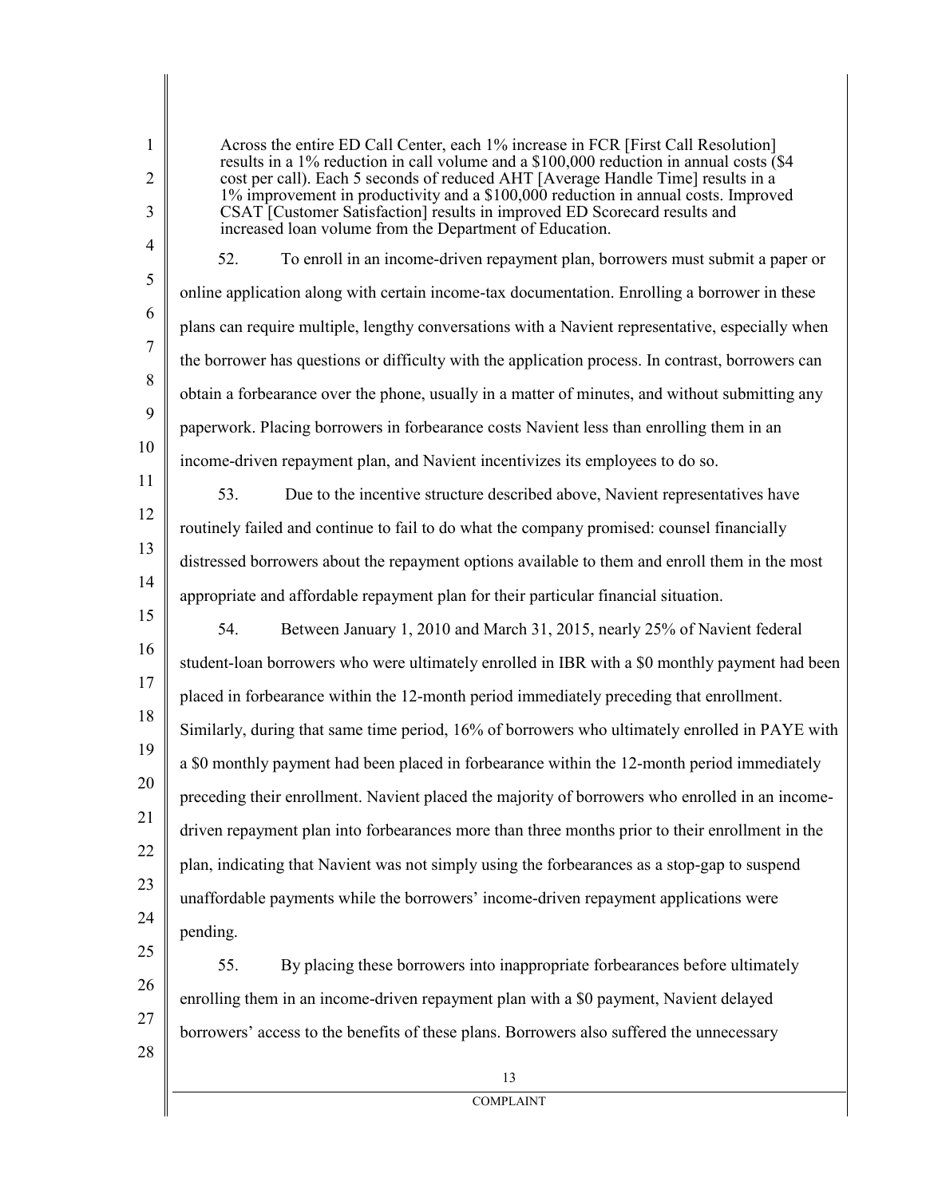> Across the entire ED Call Center, each 1% increase in FCR [First Call Resolution] results in a 1% reduction in call volume and a $100,000 reduction in annual costs ($4 cost per call). Each 5 seconds of reduced AHT [Average Handle Time] results in a 1% improvement in productivity and a $100,000 reduction in annual costs. Improved CSAT [Customer Satisfaction] results in improved ED Scorecard results and increased loan volume from the Department of Education.

52. To enroll in an income-driven repayment plan, borrowers must submit a paper or online application along with certain income-tax documentation. Enrolling a borrower in these plans can require multiple, lengthy conversations with a Navient representative, especially when the borrower has questions or difficulty with the application process. In contrast, borrowers can obtain a forbearance over the phone, usually in a matter of minutes, and without submitting any paperwork. Placing borrowers in forbearance costs Navient less than enrolling them in an income-driven repayment plan, and Navient incentivizes its employees to do so.

53. Due to the incentive structure described above, Navient representatives have routinely failed and continue to fail to do what the company promised: counsel financially distressed borrowers about the repayment options available to them and enroll them in the most appropriate and affordable repayment plan for their particular financial situation.

54. Between January 1, 2010 and March 31, 2015, nearly 25% of Navient federal student-loan borrowers who were ultimately enrolled in IBR with a $0 monthly payment had been placed in forbearance within the 12-month period immediately preceding that enrollment. Similarly, during that same time period, 16% of borrowers who ultimately enrolled in PAYE with a $0 monthly payment had been placed in forbearance within the 12-month period immediately preceding their enrollment. Navient placed the majority of borrowers who enrolled in an income-driven repayment plan into forbearances more than three months prior to their enrollment in the plan, indicating that Navient was not simply using the forbearances as a stop-gap to suspend unaffordable payments while the borrowers' income-driven repayment applications were pending.

55. By placing these borrowers into inappropriate forbearances before ultimately enrolling them in an income-driven repayment plan with a $0 payment, Navient delayed borrowers' access to the benefits of these plans. Borrowers also suffered the unnecessary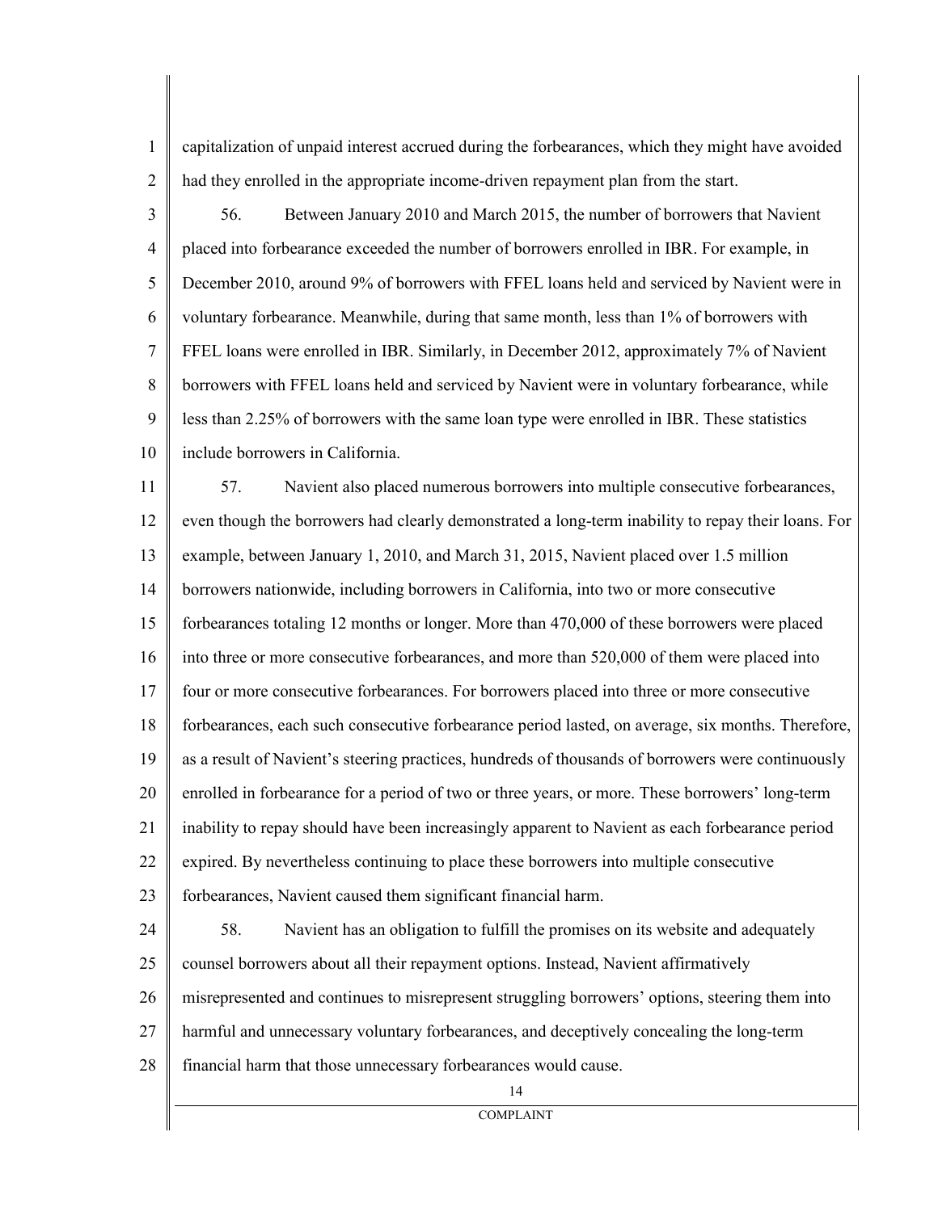capitalization of unpaid interest accrued during the forbearances, which they might have avoided had they enrolled in the appropriate income-driven repayment plan from the start.

56. Between January 2010 and March 2015, the number of borrowers that Navient placed into forbearance exceeded the number of borrowers enrolled in IBR. For example, in December 2010, around 9% of borrowers with FFEL loans held and serviced by Navient were in voluntary forbearance. Meanwhile, during that same month, less than 1% of borrowers with FFEL loans were enrolled in IBR. Similarly, in December 2012, approximately 7% of Navient borrowers with FFEL loans held and serviced by Navient were in voluntary forbearance, while less than 2.25% of borrowers with the same loan type were enrolled in IBR. These statistics include borrowers in California.

57. Navient also placed numerous borrowers into multiple consecutive forbearances, even though the borrowers had clearly demonstrated a long-term inability to repay their loans. For example, between January 1, 2010, and March 31, 2015, Navient placed over 1.5 million borrowers nationwide, including borrowers in California, into two or more consecutive forbearances totaling 12 months or longer. More than 470,000 of these borrowers were placed into three or more consecutive forbearances, and more than 520,000 of them were placed into four or more consecutive forbearances. For borrowers placed into three or more consecutive forbearances, each such consecutive forbearance period lasted, on average, six months. Therefore, as a result of Navient's steering practices, hundreds of thousands of borrowers were continuously enrolled in forbearance for a period of two or three years, or more. These borrowers' long-term inability to repay should have been increasingly apparent to Navient as each forbearance period expired. By nevertheless continuing to place these borrowers into multiple consecutive forbearances, Navient caused them significant financial harm.

58. Navient has an obligation to fulfill the promises on its website and adequately counsel borrowers about all their repayment options. Instead, Navient affirmatively misrepresented and continues to misrepresent struggling borrowers' options, steering them into harmful and unnecessary voluntary forbearances, and deceptively concealing the long-term financial harm that those unnecessary forbearances would cause.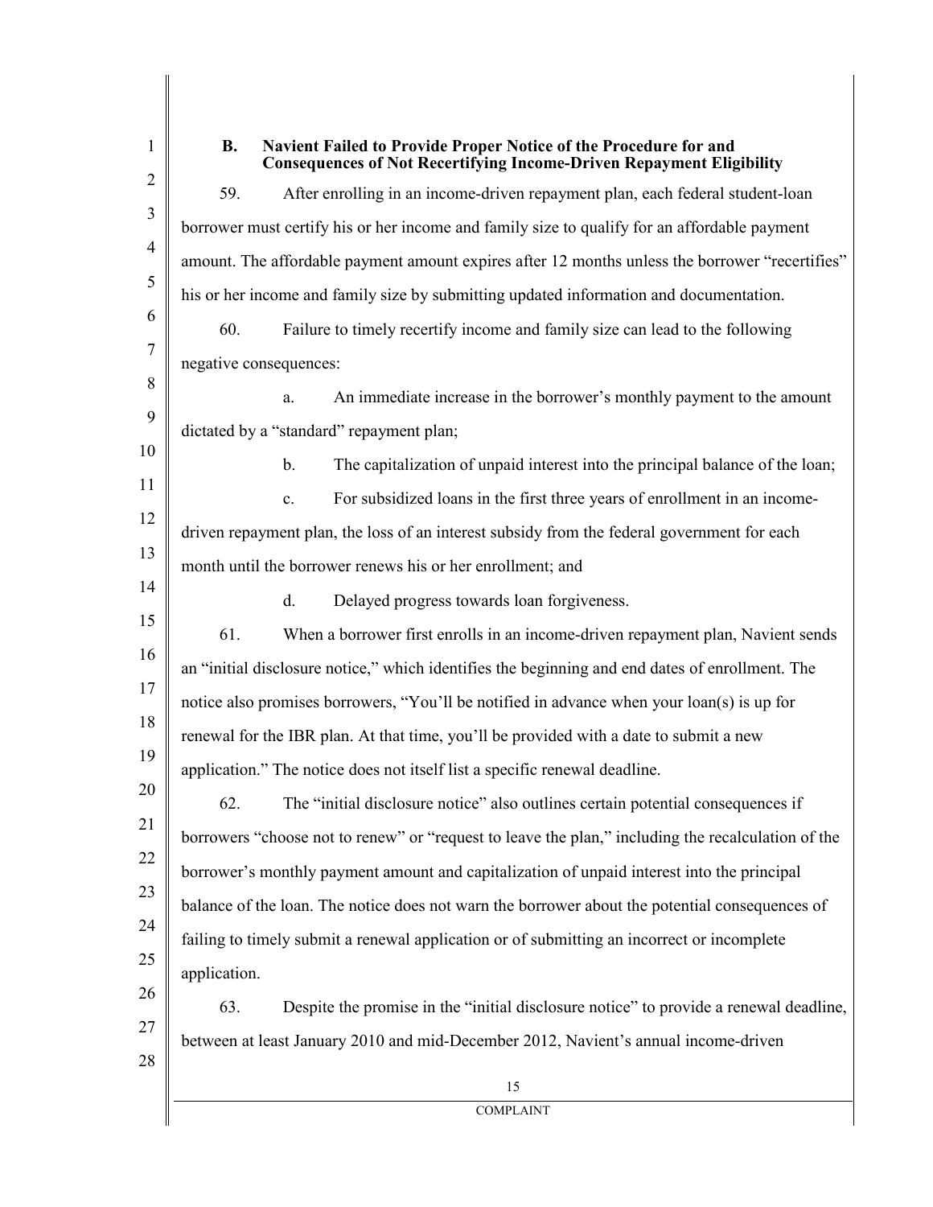### B. Navient Failed to Provide Proper Notice of the Procedure for and Consequences of Not Recertifying Income-Driven Repayment Eligibility

59. After enrolling in an income-driven repayment plan, each federal student-loan borrower must certify his or her income and family size to qualify for an affordable payment amount. The affordable payment amount expires after 12 months unless the borrower "recertifies" his or her income and family size by submitting updated information and documentation.

60. Failure to timely recertify income and family size can lead to the following negative consequences:

a. An immediate increase in the borrower's monthly payment to the amount dictated by a "standard" repayment plan;

b. The capitalization of unpaid interest into the principal balance of the loan;

c. For subsidized loans in the first three years of enrollment in an income-driven repayment plan, the loss of an interest subsidy from the federal government for each month until the borrower renews his or her enrollment; and

d. Delayed progress towards loan forgiveness.

61. When a borrower first enrolls in an income-driven repayment plan, Navient sends an "initial disclosure notice," which identifies the beginning and end dates of enrollment. The notice also promises borrowers, "You'll be notified in advance when your loan(s) is up for renewal for the IBR plan. At that time, you'll be provided with a date to submit a new application." The notice does not itself list a specific renewal deadline.

62. The "initial disclosure notice" also outlines certain potential consequences if borrowers "choose not to renew" or "request to leave the plan," including the recalculation of the borrower's monthly payment amount and capitalization of unpaid interest into the principal balance of the loan. The notice does not warn the borrower about the potential consequences of failing to timely submit a renewal application or of submitting an incorrect or incomplete application.

63. Despite the promise in the "initial disclosure notice" to provide a renewal deadline, between at least January 2010 and mid-December 2012, Navient's annual income-driven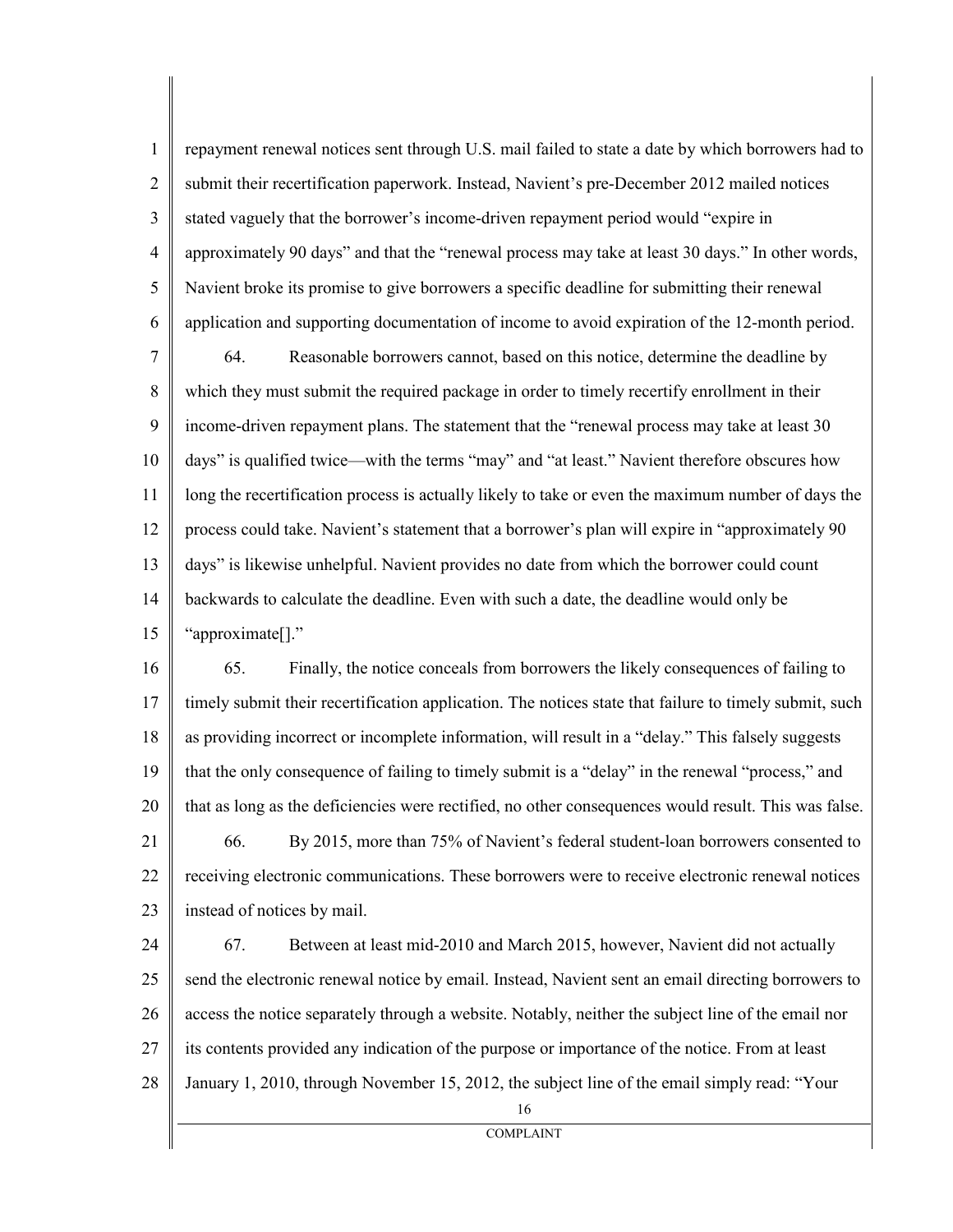repayment renewal notices sent through U.S. mail failed to state a date by which borrowers had to submit their recertification paperwork. Instead, Navient's pre-December 2012 mailed notices stated vaguely that the borrower's income-driven repayment period would "expire in approximately 90 days" and that the "renewal process may take at least 30 days." In other words, Navient broke its promise to give borrowers a specific deadline for submitting their renewal application and supporting documentation of income to avoid expiration of the 12-month period.

64. Reasonable borrowers cannot, based on this notice, determine the deadline by which they must submit the required package in order to timely recertify enrollment in their income-driven repayment plans. The statement that the "renewal process may take at least 30 days" is qualified twice—with the terms "may" and "at least." Navient therefore obscures how long the recertification process is actually likely to take or even the maximum number of days the process could take. Navient's statement that a borrower's plan will expire in "approximately 90 days" is likewise unhelpful. Navient provides no date from which the borrower could count backwards to calculate the deadline. Even with such a date, the deadline would only be "approximate[]."

65. Finally, the notice conceals from borrowers the likely consequences of failing to timely submit their recertification application. The notices state that failure to timely submit, such as providing incorrect or incomplete information, will result in a "delay." This falsely suggests that the only consequence of failing to timely submit is a "delay" in the renewal "process," and that as long as the deficiencies were rectified, no other consequences would result. This was false.

66. By 2015, more than 75% of Navient's federal student-loan borrowers consented to receiving electronic communications. These borrowers were to receive electronic renewal notices instead of notices by mail.

67. Between at least mid-2010 and March 2015, however, Navient did not actually send the electronic renewal notice by email. Instead, Navient sent an email directing borrowers to access the notice separately through a website. Notably, neither the subject line of the email nor its contents provided any indication of the purpose or importance of the notice. From at least January 1, 2010, through November 15, 2012, the subject line of the email simply read: "Your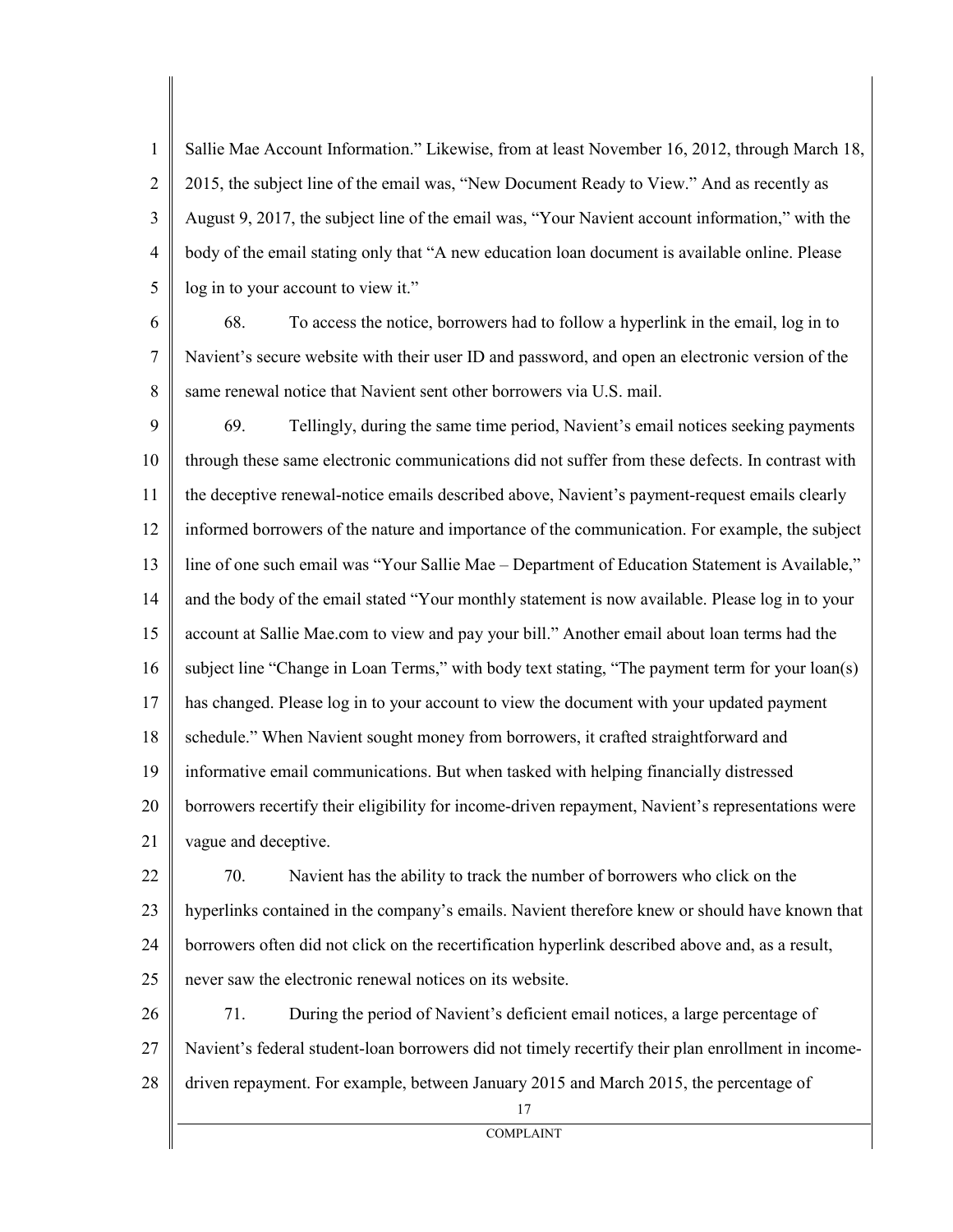Sallie Mae Account Information." Likewise, from at least November 16, 2012, through March 18, 2015, the subject line of the email was, "New Document Ready to View." And as recently as August 9, 2017, the subject line of the email was, "Your Navient account information," with the body of the email stating only that "A new education loan document is available online. Please log in to your account to view it."

68. To access the notice, borrowers had to follow a hyperlink in the email, log in to Navient's secure website with their user ID and password, and open an electronic version of the same renewal notice that Navient sent other borrowers via U.S. mail.

69. Tellingly, during the same time period, Navient's email notices seeking payments through these same electronic communications did not suffer from these defects. In contrast with the deceptive renewal-notice emails described above, Navient's payment-request emails clearly informed borrowers of the nature and importance of the communication. For example, the subject line of one such email was "Your Sallie Mae – Department of Education Statement is Available," and the body of the email stated "Your monthly statement is now available. Please log in to your account at Sallie Mae.com to view and pay your bill." Another email about loan terms had the subject line "Change in Loan Terms," with body text stating, "The payment term for your loan(s) has changed. Please log in to your account to view the document with your updated payment schedule." When Navient sought money from borrowers, it crafted straightforward and informative email communications. But when tasked with helping financially distressed borrowers recertify their eligibility for income-driven repayment, Navient's representations were vague and deceptive.

70. Navient has the ability to track the number of borrowers who click on the hyperlinks contained in the company's emails. Navient therefore knew or should have known that borrowers often did not click on the recertification hyperlink described above and, as a result, never saw the electronic renewal notices on its website.

71. During the period of Navient's deficient email notices, a large percentage of Navient's federal student-loan borrowers did not timely recertify their plan enrollment in income-driven repayment. For example, between January 2015 and March 2015, the percentage of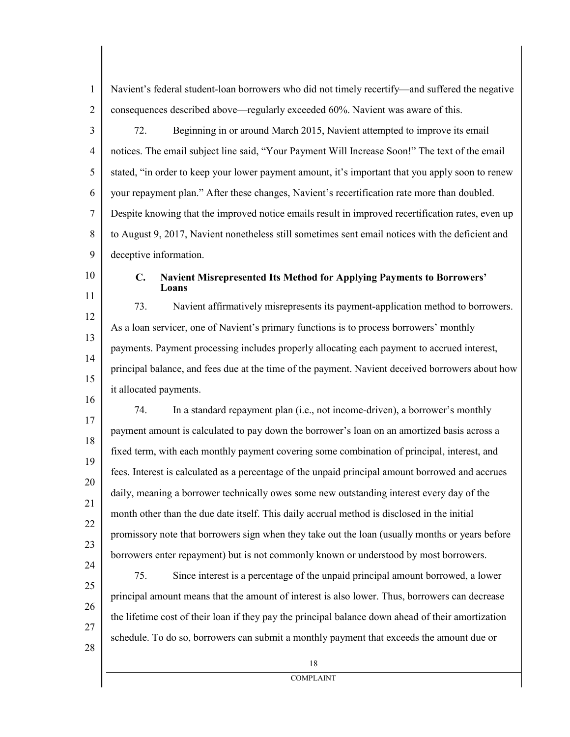Navient's federal student-loan borrowers who did not timely recertify—and suffered the negative consequences described above—regularly exceeded 60%. Navient was aware of this.

72. Beginning in or around March 2015, Navient attempted to improve its email notices. The email subject line said, "Your Payment Will Increase Soon!" The text of the email stated, "in order to keep your lower payment amount, it's important that you apply soon to renew your repayment plan." After these changes, Navient's recertification rate more than doubled. Despite knowing that the improved notice emails result in improved recertification rates, even up to August 9, 2017, Navient nonetheless still sometimes sent email notices with the deficient and deceptive information.

### C. Navient Misrepresented Its Method for Applying Payments to Borrowers' Loans

73. Navient affirmatively misrepresents its payment-application method to borrowers. As a loan servicer, one of Navient's primary functions is to process borrowers' monthly payments. Payment processing includes properly allocating each payment to accrued interest, principal balance, and fees due at the time of the payment. Navient deceived borrowers about how it allocated payments.

74. In a standard repayment plan (i.e., not income-driven), a borrower's monthly payment amount is calculated to pay down the borrower's loan on an amortized basis across a fixed term, with each monthly payment covering some combination of principal, interest, and fees. Interest is calculated as a percentage of the unpaid principal amount borrowed and accrues daily, meaning a borrower technically owes some new outstanding interest every day of the month other than the due date itself. This daily accrual method is disclosed in the initial promissory note that borrowers sign when they take out the loan (usually months or years before borrowers enter repayment) but is not commonly known or understood by most borrowers.

75. Since interest is a percentage of the unpaid principal amount borrowed, a lower principal amount means that the amount of interest is also lower. Thus, borrowers can decrease the lifetime cost of their loan if they pay the principal balance down ahead of their amortization schedule. To do so, borrowers can submit a monthly payment that exceeds the amount due or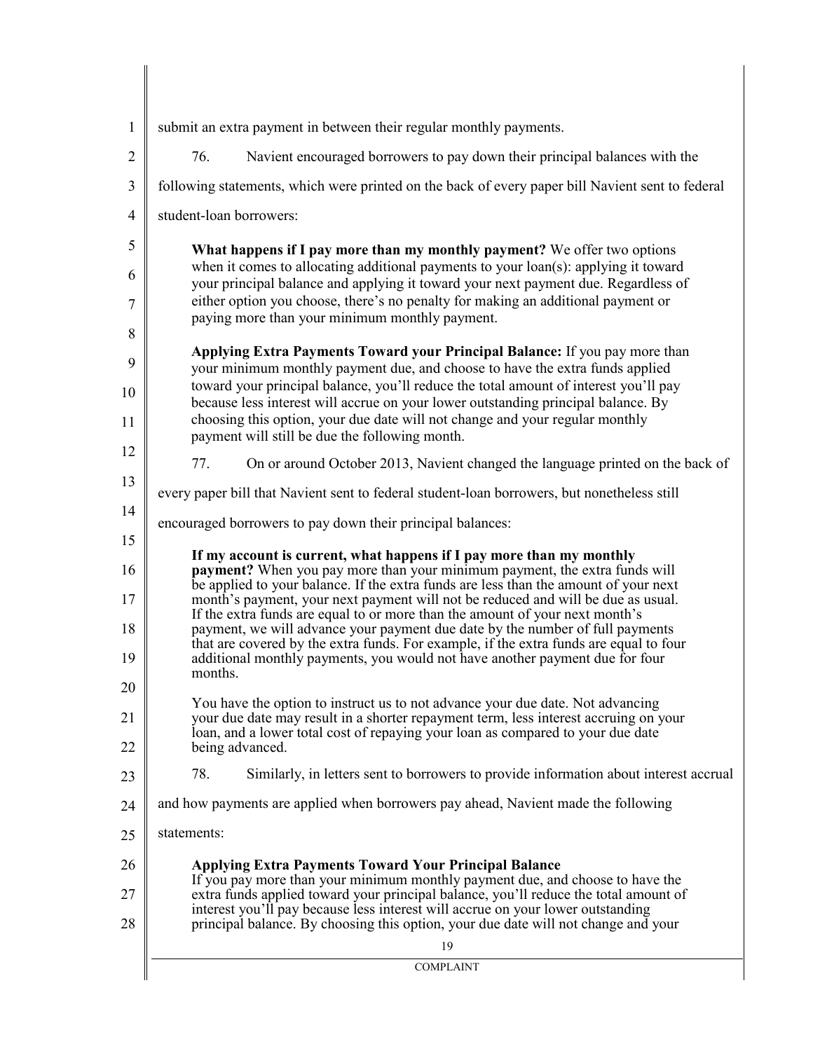submit an extra payment in between their regular monthly payments.

76. Navient encouraged borrowers to pay down their principal balances with the following statements, which were printed on the back of every paper bill Navient sent to federal student-loan borrowers:

> **What happens if I pay more than my monthly payment?** We offer two options when it comes to allocating additional payments to your loan(s): applying it toward your principal balance and applying it toward your next payment due. Regardless of either option you choose, there's no penalty for making an additional payment or paying more than your minimum monthly payment.
>
> **Applying Extra Payments Toward your Principal Balance:** If you pay more than your minimum monthly payment due, and choose to have the extra funds applied toward your principal balance, you'll reduce the total amount of interest you'll pay because less interest will accrue on your lower outstanding principal balance. By choosing this option, your due date will not change and your regular monthly payment will still be due the following month.

77. On or around October 2013, Navient changed the language printed on the back of every paper bill that Navient sent to federal student-loan borrowers, but nonetheless still encouraged borrowers to pay down their principal balances:

> **If my account is current, what happens if I pay more than my monthly payment?** When you pay more than your minimum payment, the extra funds will be applied to your balance. If the extra funds are less than the amount of your next month's payment, your next payment will not be reduced and will be due as usual. If the extra funds are equal to or more than the amount of your next month's payment, we will advance your payment due date by the number of full payments that are covered by the extra funds. For example, if the extra funds are equal to four additional monthly payments, you would not have another payment due for four months.
>
> You have the option to instruct us to not advance your due date. Not advancing your due date may result in a shorter repayment term, less interest accruing on your loan, and a lower total cost of repaying your loan as compared to your due date being advanced.

78. Similarly, in letters sent to borrowers to provide information about interest accrual and how payments are applied when borrowers pay ahead, Navient made the following statements:

> **Applying Extra Payments Toward Your Principal Balance**
> If you pay more than your minimum monthly payment due, and choose to have the extra funds applied toward your principal balance, you'll reduce the total amount of interest you'll pay because less interest will accrue on your lower outstanding principal balance. By choosing this option, your due date will not change and your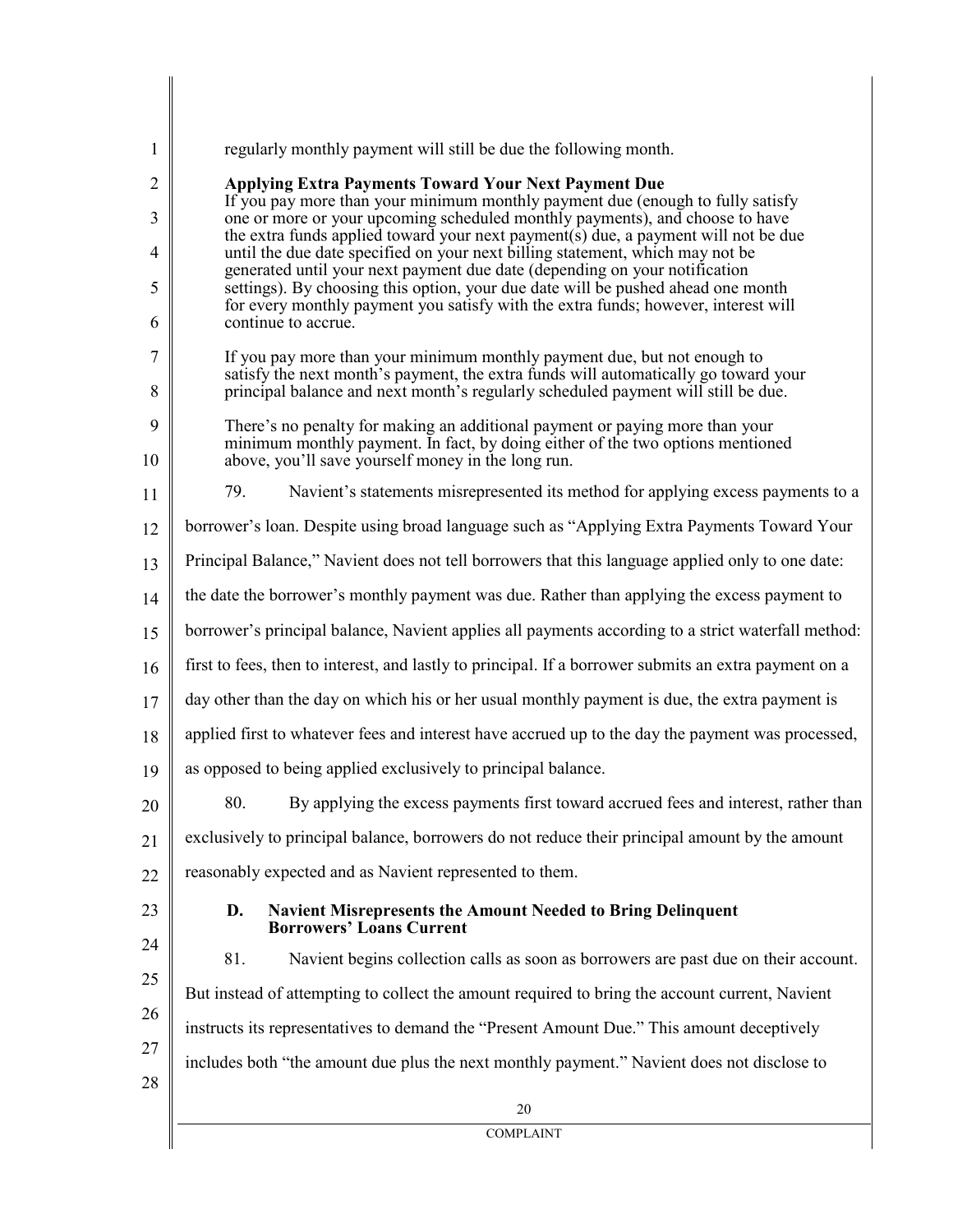regularly monthly payment will still be due the following month.

> **Applying Extra Payments Toward Your Next Payment Due**
> If you pay more than your minimum monthly payment due (enough to fully satisfy one or more or your upcoming scheduled monthly payments), and choose to have the extra funds applied toward your next payment(s) due, a payment will not be due until the due date specified on your next billing statement, which may not be generated until your next payment due date (depending on your notification settings). By choosing this option, your due date will be pushed ahead one month for every monthly payment you satisfy with the extra funds; however, interest will continue to accrue.
>
> If you pay more than your minimum monthly payment due, but not enough to satisfy the next month's payment, the extra funds will automatically go toward your principal balance and next month's regularly scheduled payment will still be due.
>
> There's no penalty for making an additional payment or paying more than your minimum monthly payment. In fact, by doing either of the two options mentioned above, you'll save yourself money in the long run.

79. Navient's statements misrepresented its method for applying excess payments to a borrower's loan. Despite using broad language such as "Applying Extra Payments Toward Your Principal Balance," Navient does not tell borrowers that this language applied only to one date: the date the borrower's monthly payment was due. Rather than applying the excess payment to borrower's principal balance, Navient applies all payments according to a strict waterfall method: first to fees, then to interest, and lastly to principal. If a borrower submits an extra payment on a day other than the day on which his or her usual monthly payment is due, the extra payment is applied first to whatever fees and interest have accrued up to the day the payment was processed, as opposed to being applied exclusively to principal balance.

80. By applying the excess payments first toward accrued fees and interest, rather than exclusively to principal balance, borrowers do not reduce their principal amount by the amount reasonably expected and as Navient represented to them.

### D. Navient Misrepresents the Amount Needed to Bring Delinquent Borrowers' Loans Current

81. Navient begins collection calls as soon as borrowers are past due on their account. But instead of attempting to collect the amount required to bring the account current, Navient instructs its representatives to demand the "Present Amount Due." This amount deceptively includes both "the amount due plus the next monthly payment." Navient does not disclose to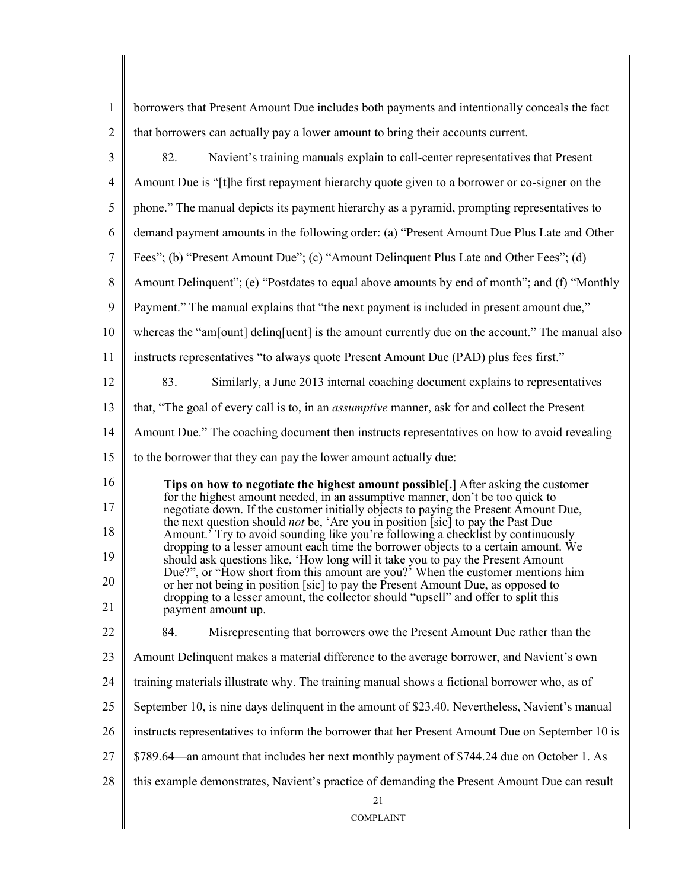borrowers that Present Amount Due includes both payments and intentionally conceals the fact that borrowers can actually pay a lower amount to bring their accounts current.

82. Navient's training manuals explain to call-center representatives that Present Amount Due is "[t]he first repayment hierarchy quote given to a borrower or co-signer on the phone." The manual depicts its payment hierarchy as a pyramid, prompting representatives to demand payment amounts in the following order: (a) "Present Amount Due Plus Late and Other Fees"; (b) "Present Amount Due"; (c) "Amount Delinquent Plus Late and Other Fees"; (d) Amount Delinquent"; (e) "Postdates to equal above amounts by end of month"; and (f) "Monthly Payment." The manual explains that "the next payment is included in present amount due," whereas the "am[ount] delinq[uent] is the amount currently due on the account." The manual also instructs representatives "to always quote Present Amount Due (PAD) plus fees first."

83. Similarly, a June 2013 internal coaching document explains to representatives that, "The goal of every call is to, in an *assumptive* manner, ask for and collect the Present Amount Due." The coaching document then instructs representatives on how to avoid revealing to the borrower that they can pay the lower amount actually due:

> **Tips on how to negotiate the highest amount possible**[**.**] After asking the customer for the highest amount needed, in an assumptive manner, don't be too quick to negotiate down. If the customer initially objects to paying the Present Amount Due, the next question should *not* be, 'Are you in position [sic] to pay the Past Due Amount.' Try to avoid sounding like you're following a checklist by continuously dropping to a lesser amount each time the borrower objects to a certain amount. We should ask questions like, 'How long will it take you to pay the Present Amount Due?", or "How short from this amount are you?' When the customer mentions him or her not being in position [sic] to pay the Present Amount Due, as opposed to dropping to a lesser amount, the collector should "upsell" and offer to split this payment amount up.

84. Misrepresenting that borrowers owe the Present Amount Due rather than the Amount Delinquent makes a material difference to the average borrower, and Navient's own training materials illustrate why. The training manual shows a fictional borrower who, as of September 10, is nine days delinquent in the amount of $23.40. Nevertheless, Navient's manual instructs representatives to inform the borrower that her Present Amount Due on September 10 is $789.64—an amount that includes her next monthly payment of $744.24 due on October 1. As this example demonstrates, Navient's practice of demanding the Present Amount Due can result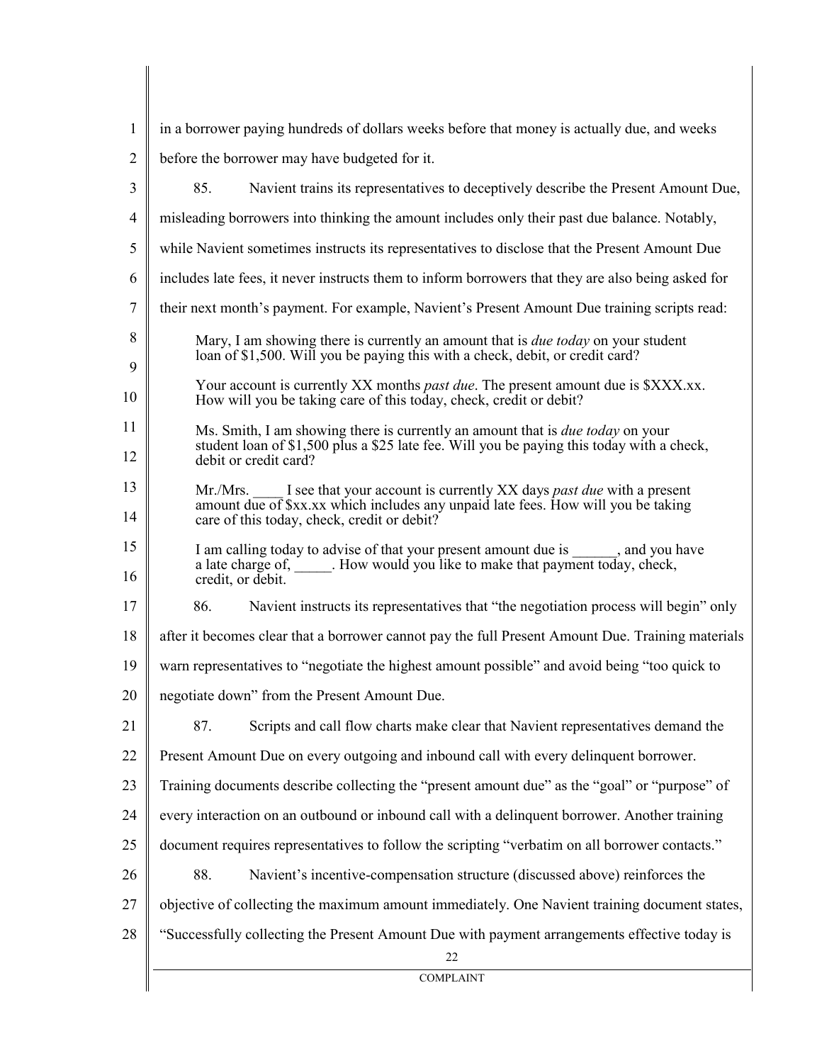in a borrower paying hundreds of dollars weeks before that money is actually due, and weeks before the borrower may have budgeted for it.

85. Navient trains its representatives to deceptively describe the Present Amount Due, misleading borrowers into thinking the amount includes only their past due balance. Notably, while Navient sometimes instructs its representatives to disclose that the Present Amount Due includes late fees, it never instructs them to inform borrowers that they are also being asked for their next month's payment. For example, Navient's Present Amount Due training scripts read:

> Mary, I am showing there is currently an amount that is *due today* on your student loan of $1,500. Will you be paying this with a check, debit, or credit card?
>
> Your account is currently XX months *past due*. The present amount due is $XXX.xx. How will you be taking care of this today, check, credit or debit?
>
> Ms. Smith, I am showing there is currently an amount that is *due today* on your student loan of $1,500 plus a $25 late fee. Will you be paying this today with a check, debit or credit card?
>
> Mr./Mrs. ____ I see that your account is currently XX days *past due* with a present amount due of $xx.xx which includes any unpaid late fees. How will you be taking care of this today, check, credit or debit?
>
> I am calling today to advise of that your present amount due is ______, and you have a late charge of, _____. How would you like to make that payment today, check, credit, or debit.

86. Navient instructs its representatives that "the negotiation process will begin" only after it becomes clear that a borrower cannot pay the full Present Amount Due. Training materials warn representatives to "negotiate the highest amount possible" and avoid being "too quick to negotiate down" from the Present Amount Due.

87. Scripts and call flow charts make clear that Navient representatives demand the Present Amount Due on every outgoing and inbound call with every delinquent borrower. Training documents describe collecting the "present amount due" as the "goal" or "purpose" of every interaction on an outbound or inbound call with a delinquent borrower. Another training document requires representatives to follow the scripting "verbatim on all borrower contacts."

88. Navient's incentive-compensation structure (discussed above) reinforces the objective of collecting the maximum amount immediately. One Navient training document states, "Successfully collecting the Present Amount Due with payment arrangements effective today is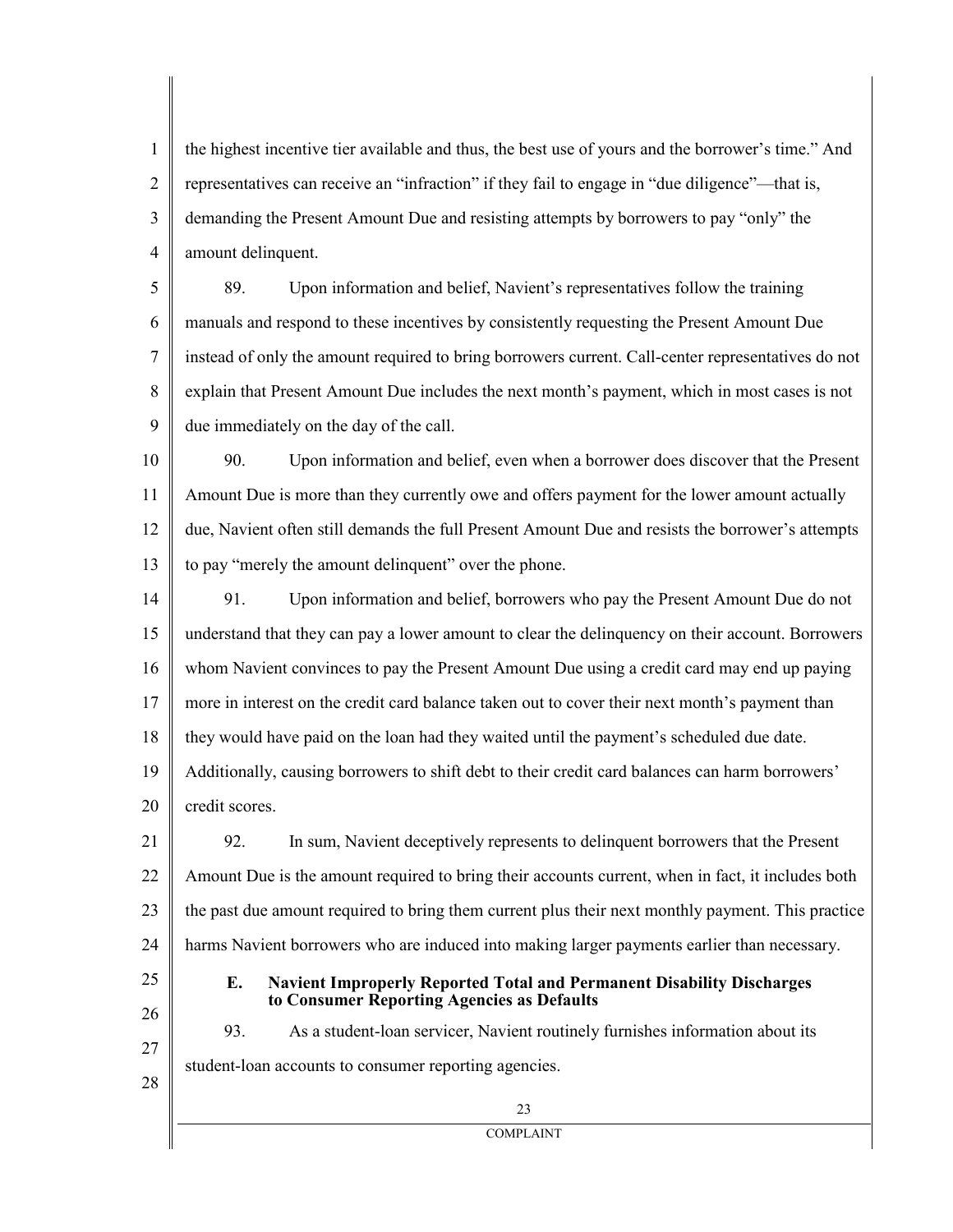the highest incentive tier available and thus, the best use of yours and the borrower's time." And representatives can receive an "infraction" if they fail to engage in "due diligence"—that is, demanding the Present Amount Due and resisting attempts by borrowers to pay "only" the amount delinquent.

89. Upon information and belief, Navient's representatives follow the training manuals and respond to these incentives by consistently requesting the Present Amount Due instead of only the amount required to bring borrowers current. Call-center representatives do not explain that Present Amount Due includes the next month's payment, which in most cases is not due immediately on the day of the call.

90. Upon information and belief, even when a borrower does discover that the Present Amount Due is more than they currently owe and offers payment for the lower amount actually due, Navient often still demands the full Present Amount Due and resists the borrower's attempts to pay "merely the amount delinquent" over the phone.

91. Upon information and belief, borrowers who pay the Present Amount Due do not understand that they can pay a lower amount to clear the delinquency on their account. Borrowers whom Navient convinces to pay the Present Amount Due using a credit card may end up paying more in interest on the credit card balance taken out to cover their next month's payment than they would have paid on the loan had they waited until the payment's scheduled due date. Additionally, causing borrowers to shift debt to their credit card balances can harm borrowers' credit scores.

92. In sum, Navient deceptively represents to delinquent borrowers that the Present Amount Due is the amount required to bring their accounts current, when in fact, it includes both the past due amount required to bring them current plus their next monthly payment. This practice harms Navient borrowers who are induced into making larger payments earlier than necessary.

### E. Navient Improperly Reported Total and Permanent Disability Discharges to Consumer Reporting Agencies as Defaults

93. As a student-loan servicer, Navient routinely furnishes information about its student-loan accounts to consumer reporting agencies.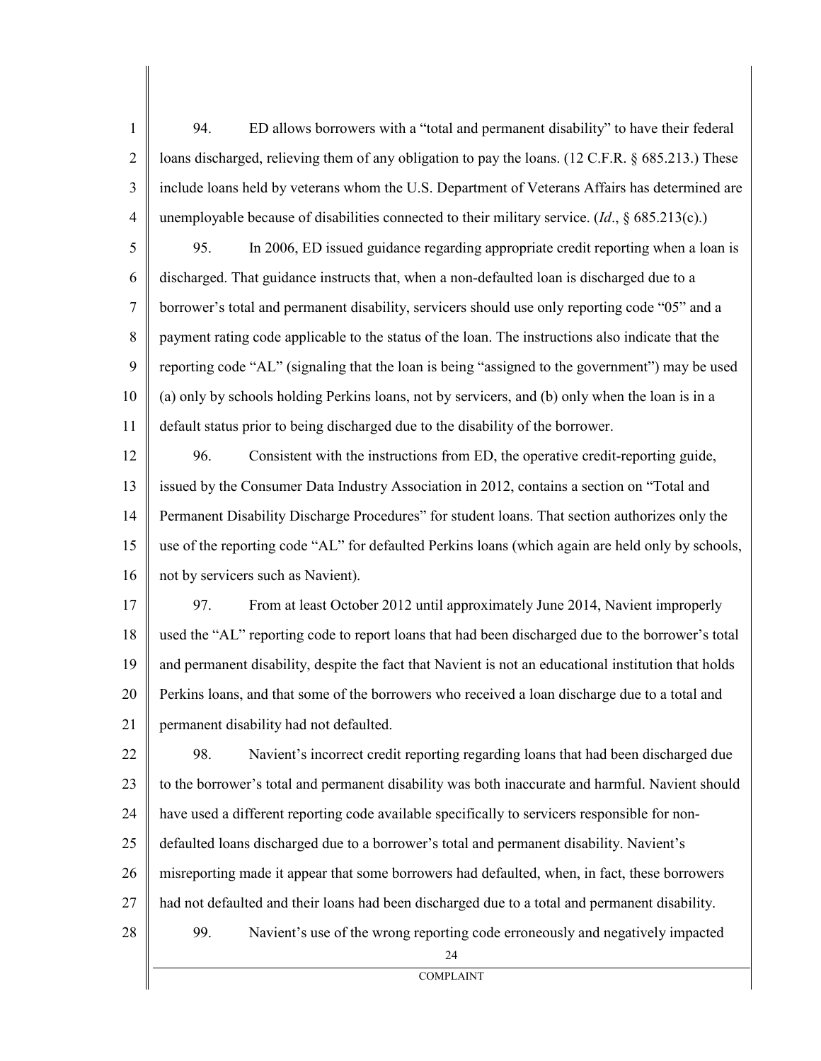94. ED allows borrowers with a "total and permanent disability" to have their federal loans discharged, relieving them of any obligation to pay the loans. (12 C.F.R. § 685.213.) These include loans held by veterans whom the U.S. Department of Veterans Affairs has determined are unemployable because of disabilities connected to their military service. (*Id*., § 685.213(c).)

95. In 2006, ED issued guidance regarding appropriate credit reporting when a loan is discharged. That guidance instructs that, when a non-defaulted loan is discharged due to a borrower's total and permanent disability, servicers should use only reporting code "05" and a payment rating code applicable to the status of the loan. The instructions also indicate that the reporting code "AL" (signaling that the loan is being "assigned to the government") may be used (a) only by schools holding Perkins loans, not by servicers, and (b) only when the loan is in a default status prior to being discharged due to the disability of the borrower.

96. Consistent with the instructions from ED, the operative credit-reporting guide, issued by the Consumer Data Industry Association in 2012, contains a section on "Total and Permanent Disability Discharge Procedures" for student loans. That section authorizes only the use of the reporting code "AL" for defaulted Perkins loans (which again are held only by schools, not by servicers such as Navient).

97. From at least October 2012 until approximately June 2014, Navient improperly used the "AL" reporting code to report loans that had been discharged due to the borrower's total and permanent disability, despite the fact that Navient is not an educational institution that holds Perkins loans, and that some of the borrowers who received a loan discharge due to a total and permanent disability had not defaulted.

98. Navient's incorrect credit reporting regarding loans that had been discharged due to the borrower's total and permanent disability was both inaccurate and harmful. Navient should have used a different reporting code available specifically to servicers responsible for non-defaulted loans discharged due to a borrower's total and permanent disability. Navient's misreporting made it appear that some borrowers had defaulted, when, in fact, these borrowers had not defaulted and their loans had been discharged due to a total and permanent disability.

99. Navient's use of the wrong reporting code erroneously and negatively impacted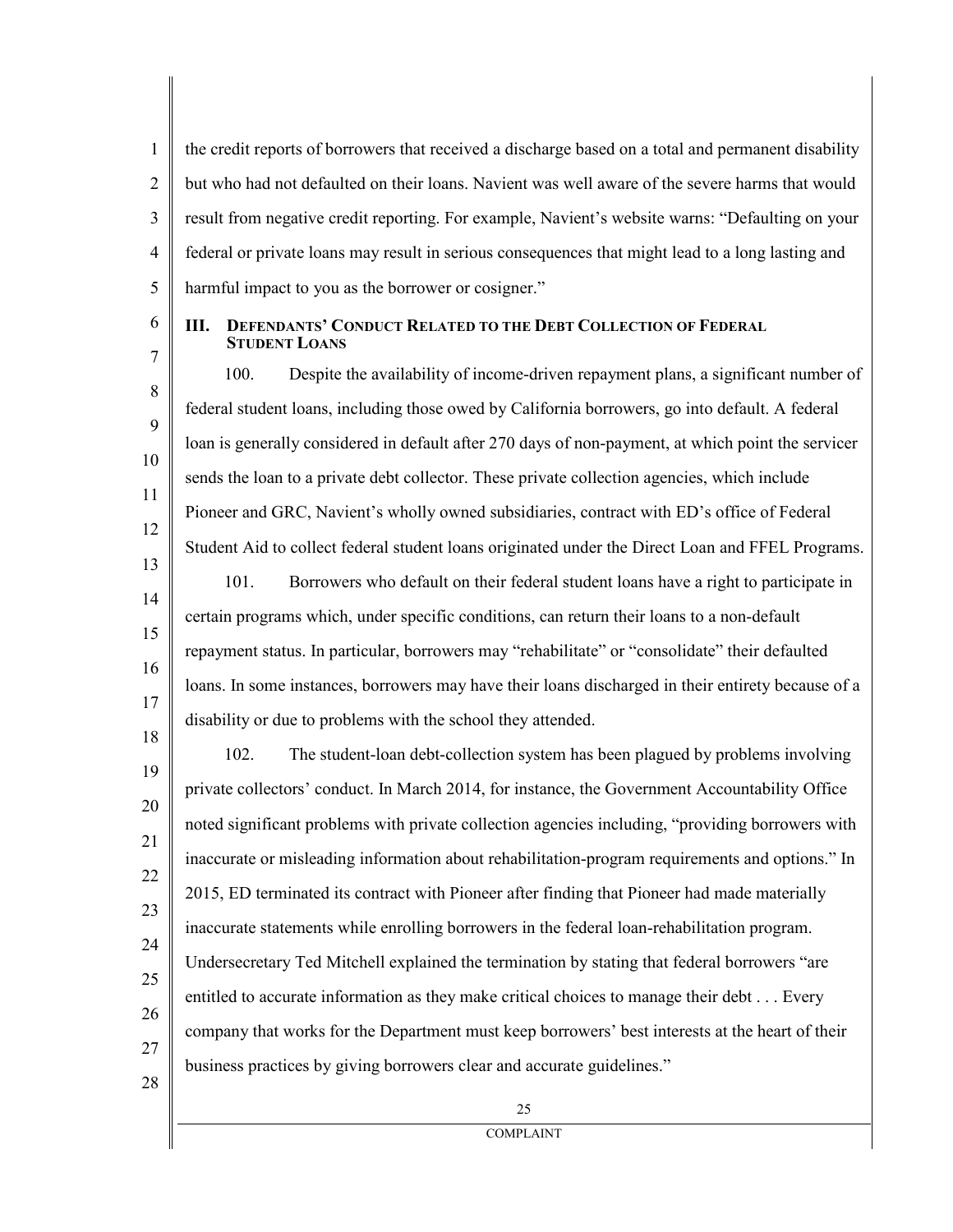the credit reports of borrowers that received a discharge based on a total and permanent disability but who had not defaulted on their loans. Navient was well aware of the severe harms that would result from negative credit reporting. For example, Navient's website warns: "Defaulting on your federal or private loans may result in serious consequences that might lead to a long lasting and harmful impact to you as the borrower or cosigner."

## III. DEFENDANTS' CONDUCT RELATED TO THE DEBT COLLECTION OF FEDERAL STUDENT LOANS

100. Despite the availability of income-driven repayment plans, a significant number of federal student loans, including those owed by California borrowers, go into default. A federal loan is generally considered in default after 270 days of non-payment, at which point the servicer sends the loan to a private debt collector. These private collection agencies, which include Pioneer and GRC, Navient's wholly owned subsidiaries, contract with ED's office of Federal Student Aid to collect federal student loans originated under the Direct Loan and FFEL Programs.

101. Borrowers who default on their federal student loans have a right to participate in certain programs which, under specific conditions, can return their loans to a non-default repayment status. In particular, borrowers may "rehabilitate" or "consolidate" their defaulted loans. In some instances, borrowers may have their loans discharged in their entirety because of a disability or due to problems with the school they attended.

102. The student-loan debt-collection system has been plagued by problems involving private collectors' conduct. In March 2014, for instance, the Government Accountability Office noted significant problems with private collection agencies including, "providing borrowers with inaccurate or misleading information about rehabilitation-program requirements and options." In 2015, ED terminated its contract with Pioneer after finding that Pioneer had made materially inaccurate statements while enrolling borrowers in the federal loan-rehabilitation program. Undersecretary Ted Mitchell explained the termination by stating that federal borrowers "are entitled to accurate information as they make critical choices to manage their debt . . . Every company that works for the Department must keep borrowers' best interests at the heart of their business practices by giving borrowers clear and accurate guidelines."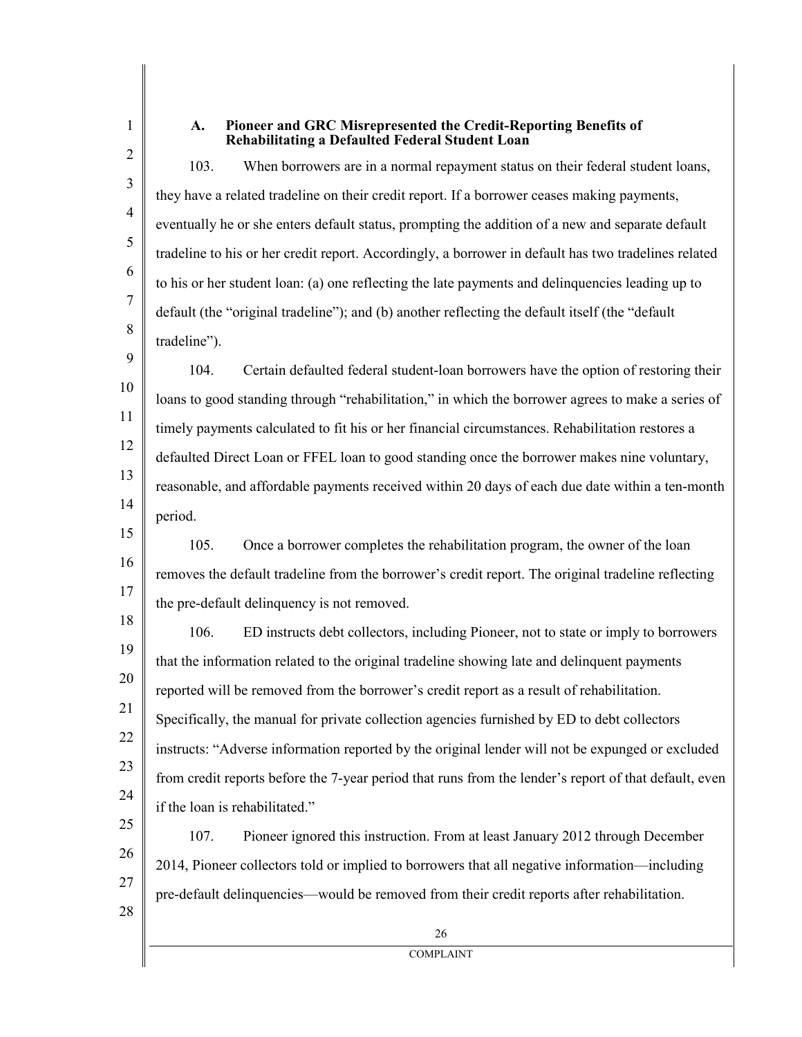### A. Pioneer and GRC Misrepresented the Credit-Reporting Benefits of Rehabilitating a Defaulted Federal Student Loan

103. When borrowers are in a normal repayment status on their federal student loans, they have a related tradeline on their credit report. If a borrower ceases making payments, eventually he or she enters default status, prompting the addition of a new and separate default tradeline to his or her credit report. Accordingly, a borrower in default has two tradelines related to his or her student loan: (a) one reflecting the late payments and delinquencies leading up to default (the "original tradeline"); and (b) another reflecting the default itself (the "default tradeline").

104. Certain defaulted federal student-loan borrowers have the option of restoring their loans to good standing through "rehabilitation," in which the borrower agrees to make a series of timely payments calculated to fit his or her financial circumstances. Rehabilitation restores a defaulted Direct Loan or FFEL loan to good standing once the borrower makes nine voluntary, reasonable, and affordable payments received within 20 days of each due date within a ten-month period.

105. Once a borrower completes the rehabilitation program, the owner of the loan removes the default tradeline from the borrower's credit report. The original tradeline reflecting the pre-default delinquency is not removed.

106. ED instructs debt collectors, including Pioneer, not to state or imply to borrowers that the information related to the original tradeline showing late and delinquent payments reported will be removed from the borrower's credit report as a result of rehabilitation. Specifically, the manual for private collection agencies furnished by ED to debt collectors instructs: "Adverse information reported by the original lender will not be expunged or excluded from credit reports before the 7-year period that runs from the lender's report of that default, even if the loan is rehabilitated."

107. Pioneer ignored this instruction. From at least January 2012 through December 2014, Pioneer collectors told or implied to borrowers that all negative information—including pre-default delinquencies—would be removed from their credit reports after rehabilitation.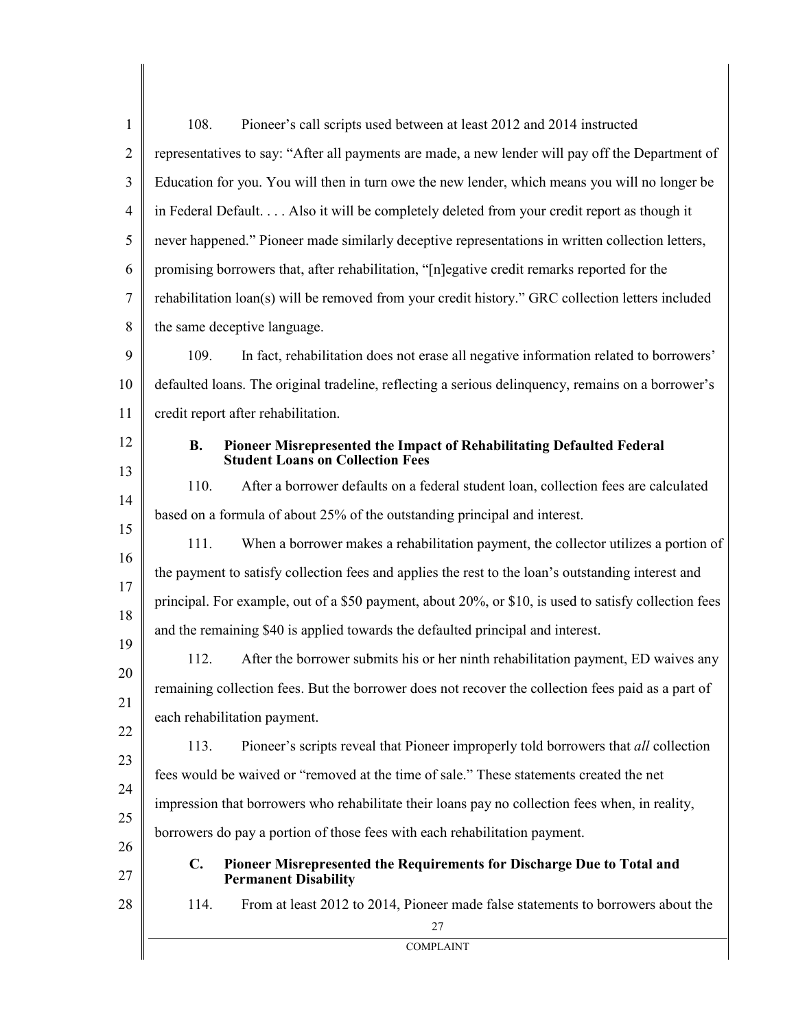108. Pioneer's call scripts used between at least 2012 and 2014 instructed representatives to say: "After all payments are made, a new lender will pay off the Department of Education for you. You will then in turn owe the new lender, which means you will no longer be in Federal Default. . . . Also it will be completely deleted from your credit report as though it never happened." Pioneer made similarly deceptive representations in written collection letters, promising borrowers that, after rehabilitation, "[n]egative credit remarks reported for the rehabilitation loan(s) will be removed from your credit history." GRC collection letters included the same deceptive language.

109. In fact, rehabilitation does not erase all negative information related to borrowers' defaulted loans. The original tradeline, reflecting a serious delinquency, remains on a borrower's credit report after rehabilitation.

### B. Pioneer Misrepresented the Impact of Rehabilitating Defaulted Federal Student Loans on Collection Fees

110. After a borrower defaults on a federal student loan, collection fees are calculated based on a formula of about 25% of the outstanding principal and interest.

111. When a borrower makes a rehabilitation payment, the collector utilizes a portion of the payment to satisfy collection fees and applies the rest to the loan's outstanding interest and principal. For example, out of a $50 payment, about 20%, or $10, is used to satisfy collection fees and the remaining $40 is applied towards the defaulted principal and interest.

112. After the borrower submits his or her ninth rehabilitation payment, ED waives any remaining collection fees. But the borrower does not recover the collection fees paid as a part of each rehabilitation payment.

113. Pioneer's scripts reveal that Pioneer improperly told borrowers that *all* collection fees would be waived or "removed at the time of sale." These statements created the net impression that borrowers who rehabilitate their loans pay no collection fees when, in reality, borrowers do pay a portion of those fees with each rehabilitation payment.

### C. Pioneer Misrepresented the Requirements for Discharge Due to Total and Permanent Disability

114. From at least 2012 to 2014, Pioneer made false statements to borrowers about the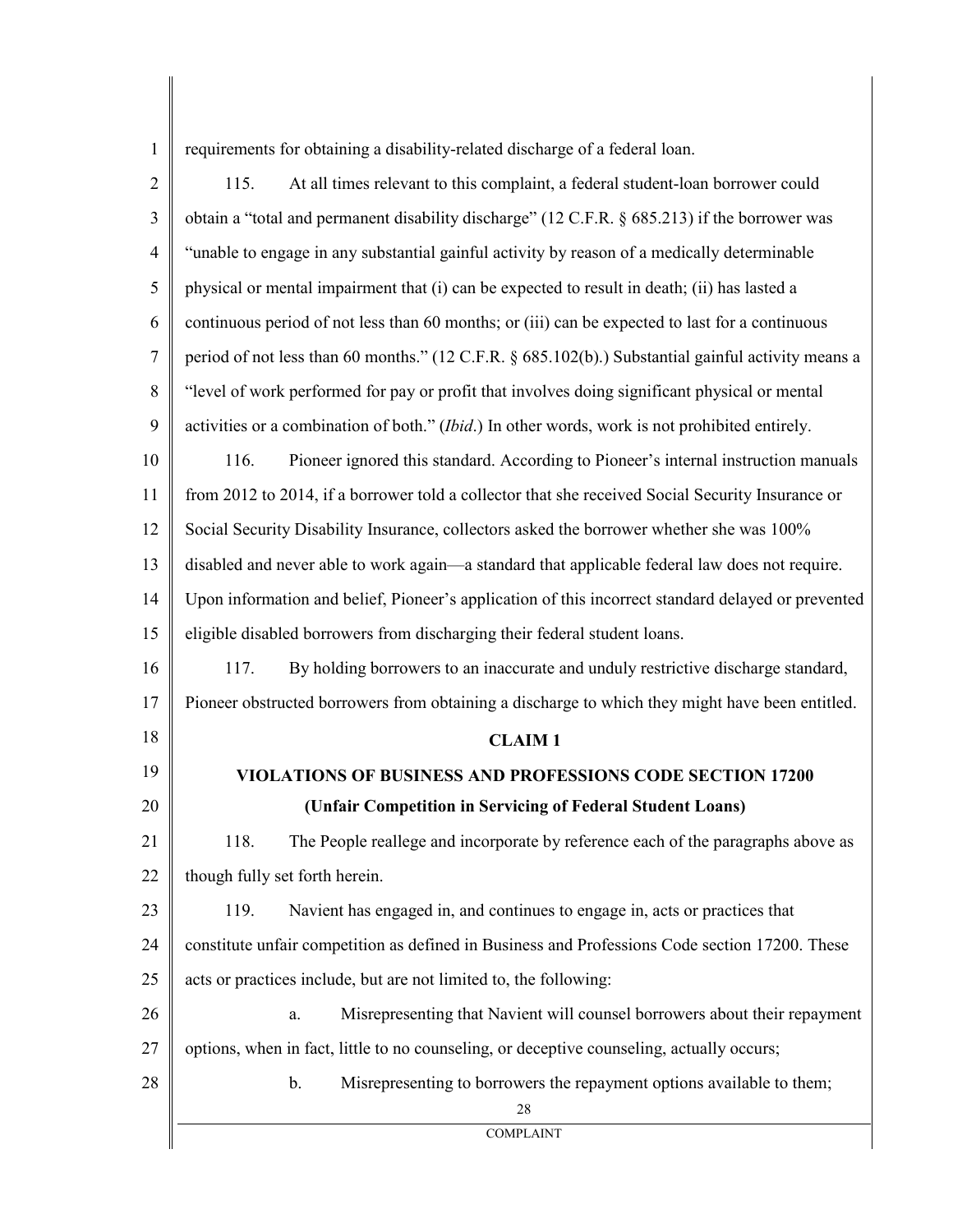requirements for obtaining a disability-related discharge of a federal loan.

115. At all times relevant to this complaint, a federal student-loan borrower could obtain a "total and permanent disability discharge" (12 C.F.R. § 685.213) if the borrower was "unable to engage in any substantial gainful activity by reason of a medically determinable physical or mental impairment that (i) can be expected to result in death; (ii) has lasted a continuous period of not less than 60 months; or (iii) can be expected to last for a continuous period of not less than 60 months." (12 C.F.R. § 685.102(b).) Substantial gainful activity means a "level of work performed for pay or profit that involves doing significant physical or mental activities or a combination of both." (*Ibid*.) In other words, work is not prohibited entirely.

116. Pioneer ignored this standard. According to Pioneer's internal instruction manuals from 2012 to 2014, if a borrower told a collector that she received Social Security Insurance or Social Security Disability Insurance, collectors asked the borrower whether she was 100% disabled and never able to work again—a standard that applicable federal law does not require. Upon information and belief, Pioneer's application of this incorrect standard delayed or prevented eligible disabled borrowers from discharging their federal student loans.

117. By holding borrowers to an inaccurate and unduly restrictive discharge standard, Pioneer obstructed borrowers from obtaining a discharge to which they might have been entitled.

## CLAIM 1

## VIOLATIONS OF BUSINESS AND PROFESSIONS CODE SECTION 17200

## (Unfair Competition in Servicing of Federal Student Loans)

118. The People reallege and incorporate by reference each of the paragraphs above as though fully set forth herein.

119. Navient has engaged in, and continues to engage in, acts or practices that constitute unfair competition as defined in Business and Professions Code section 17200. These acts or practices include, but are not limited to, the following:

a. Misrepresenting that Navient will counsel borrowers about their repayment options, when in fact, little to no counseling, or deceptive counseling, actually occurs;

b. Misrepresenting to borrowers the repayment options available to them;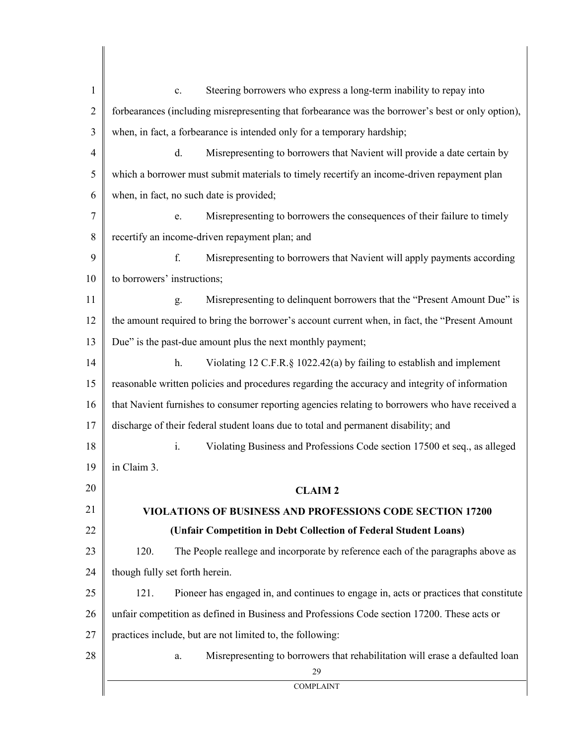c. Steering borrowers who express a long-term inability to repay into forbearances (including misrepresenting that forbearance was the borrower's best or only option), when, in fact, a forbearance is intended only for a temporary hardship;

d. Misrepresenting to borrowers that Navient will provide a date certain by which a borrower must submit materials to timely recertify an income-driven repayment plan when, in fact, no such date is provided;

e. Misrepresenting to borrowers the consequences of their failure to timely recertify an income-driven repayment plan; and

f. Misrepresenting to borrowers that Navient will apply payments according to borrowers' instructions;

g. Misrepresenting to delinquent borrowers that the "Present Amount Due" is the amount required to bring the borrower's account current when, in fact, the "Present Amount Due" is the past-due amount plus the next monthly payment;

h. Violating 12 C.F.R.§ 1022.42(a) by failing to establish and implement reasonable written policies and procedures regarding the accuracy and integrity of information that Navient furnishes to consumer reporting agencies relating to borrowers who have received a discharge of their federal student loans due to total and permanent disability; and

i. Violating Business and Professions Code section 17500 et seq., as alleged in Claim 3.

**CLAIM 2**

**VIOLATIONS OF BUSINESS AND PROFESSIONS CODE SECTION 17200**

**(Unfair Competition in Debt Collection of Federal Student Loans)**

120. The People reallege and incorporate by reference each of the paragraphs above as though fully set forth herein.

121. Pioneer has engaged in, and continues to engage in, acts or practices that constitute unfair competition as defined in Business and Professions Code section 17200. These acts or practices include, but are not limited to, the following:

a. Misrepresenting to borrowers that rehabilitation will erase a defaulted loan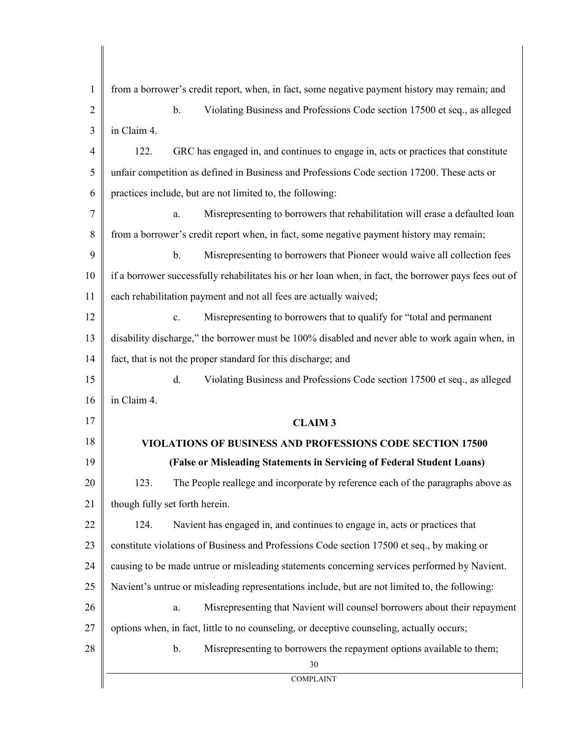from a borrower's credit report, when, in fact, some negative payment history may remain; and

b. Violating Business and Professions Code section 17500 et seq., as alleged in Claim 4.

122. GRC has engaged in, and continues to engage in, acts or practices that constitute unfair competition as defined in Business and Professions Code section 17200. These acts or practices include, but are not limited to, the following:

a. Misrepresenting to borrowers that rehabilitation will erase a defaulted loan from a borrower's credit report when, in fact, some negative payment history may remain;

b. Misrepresenting to borrowers that Pioneer would waive all collection fees if a borrower successfully rehabilitates his or her loan when, in fact, the borrower pays fees out of each rehabilitation payment and not all fees are actually waived;

c. Misrepresenting to borrowers that to qualify for "total and permanent disability discharge," the borrower must be 100% disabled and never able to work again when, in fact, that is not the proper standard for this discharge; and

d. Violating Business and Professions Code section 17500 et seq., as alleged in Claim 4.

**CLAIM 3**

**VIOLATIONS OF BUSINESS AND PROFESSIONS CODE SECTION 17500**

**(False or Misleading Statements in Servicing of Federal Student Loans)**

123. The People reallege and incorporate by reference each of the paragraphs above as though fully set forth herein.

124. Navient has engaged in, and continues to engage in, acts or practices that constitute violations of Business and Professions Code section 17500 et seq., by making or causing to be made untrue or misleading statements concerning services performed by Navient. Navient's untrue or misleading representations include, but are not limited to, the following:

a. Misrepresenting that Navient will counsel borrowers about their repayment options when, in fact, little to no counseling, or deceptive counseling, actually occurs;

b. Misrepresenting to borrowers the repayment options available to them;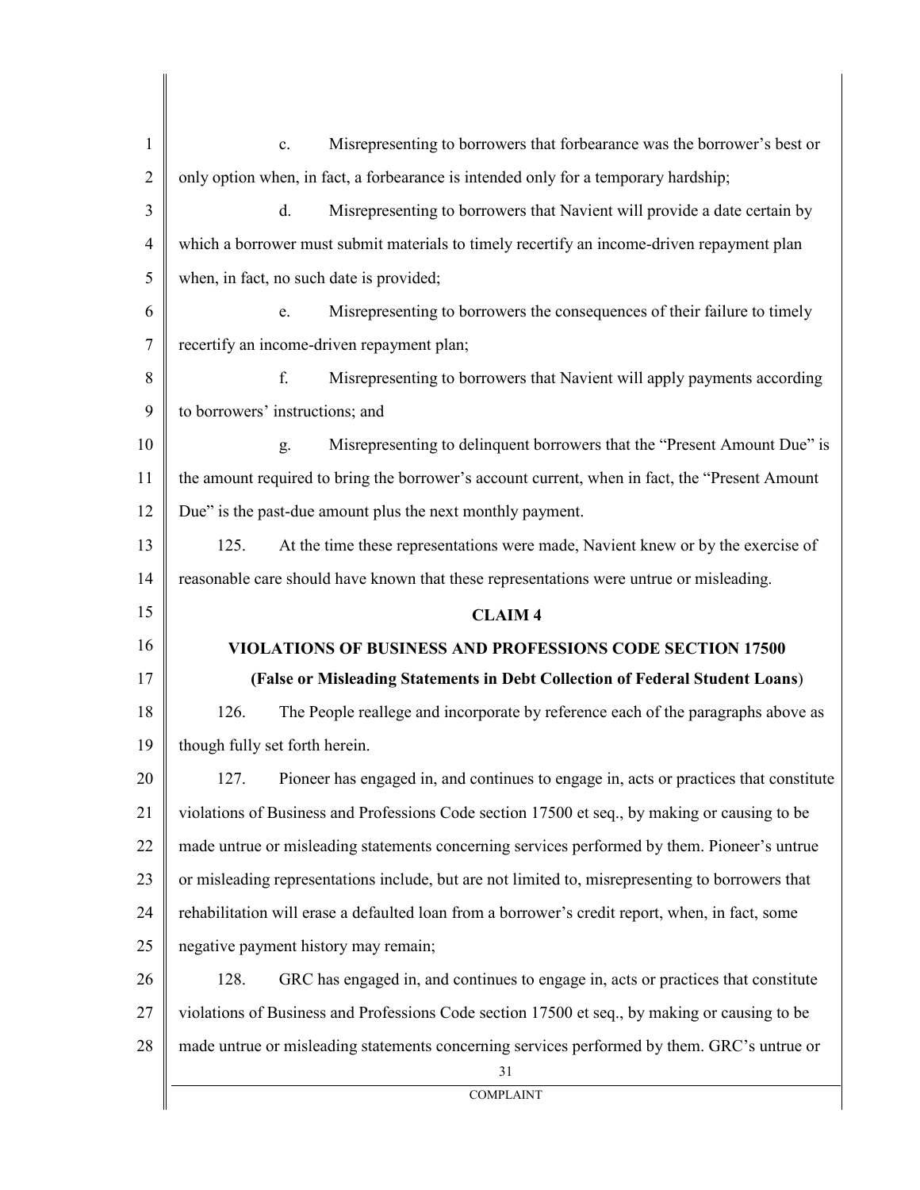c. Misrepresenting to borrowers that forbearance was the borrower's best or only option when, in fact, a forbearance is intended only for a temporary hardship;

d. Misrepresenting to borrowers that Navient will provide a date certain by which a borrower must submit materials to timely recertify an income-driven repayment plan when, in fact, no such date is provided;

e. Misrepresenting to borrowers the consequences of their failure to timely recertify an income-driven repayment plan;

f. Misrepresenting to borrowers that Navient will apply payments according to borrowers' instructions; and

g. Misrepresenting to delinquent borrowers that the "Present Amount Due" is the amount required to bring the borrower's account current, when in fact, the "Present Amount Due" is the past-due amount plus the next monthly payment.

125. At the time these representations were made, Navient knew or by the exercise of reasonable care should have known that these representations were untrue or misleading.

## CLAIM 4

## VIOLATIONS OF BUSINESS AND PROFESSIONS CODE SECTION 17500

**(False or Misleading Statements in Debt Collection of Federal Student Loans)**

126. The People reallege and incorporate by reference each of the paragraphs above as though fully set forth herein.

127. Pioneer has engaged in, and continues to engage in, acts or practices that constitute violations of Business and Professions Code section 17500 et seq., by making or causing to be made untrue or misleading statements concerning services performed by them. Pioneer's untrue or misleading representations include, but are not limited to, misrepresenting to borrowers that rehabilitation will erase a defaulted loan from a borrower's credit report, when, in fact, some negative payment history may remain;

128. GRC has engaged in, and continues to engage in, acts or practices that constitute violations of Business and Professions Code section 17500 et seq., by making or causing to be made untrue or misleading statements concerning services performed by them. GRC's untrue or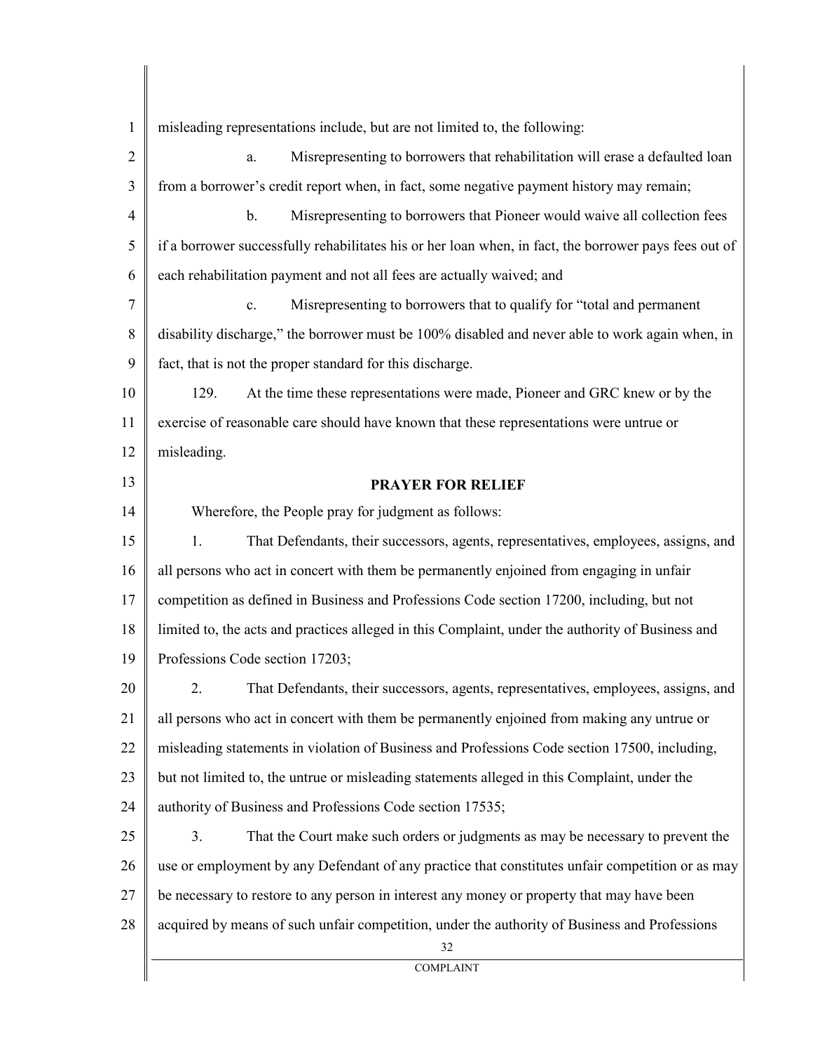misleading representations include, but are not limited to, the following:

a. Misrepresenting to borrowers that rehabilitation will erase a defaulted loan from a borrower's credit report when, in fact, some negative payment history may remain;

b. Misrepresenting to borrowers that Pioneer would waive all collection fees if a borrower successfully rehabilitates his or her loan when, in fact, the borrower pays fees out of each rehabilitation payment and not all fees are actually waived; and

c. Misrepresenting to borrowers that to qualify for "total and permanent disability discharge," the borrower must be 100% disabled and never able to work again when, in fact, that is not the proper standard for this discharge.

129. At the time these representations were made, Pioneer and GRC knew or by the exercise of reasonable care should have known that these representations were untrue or misleading.

## PRAYER FOR RELIEF

Wherefore, the People pray for judgment as follows:

1. That Defendants, their successors, agents, representatives, employees, assigns, and all persons who act in concert with them be permanently enjoined from engaging in unfair competition as defined in Business and Professions Code section 17200, including, but not limited to, the acts and practices alleged in this Complaint, under the authority of Business and Professions Code section 17203;

2. That Defendants, their successors, agents, representatives, employees, assigns, and all persons who act in concert with them be permanently enjoined from making any untrue or misleading statements in violation of Business and Professions Code section 17500, including, but not limited to, the untrue or misleading statements alleged in this Complaint, under the authority of Business and Professions Code section 17535;

3. That the Court make such orders or judgments as may be necessary to prevent the use or employment by any Defendant of any practice that constitutes unfair competition or as may be necessary to restore to any person in interest any money or property that may have been acquired by means of such unfair competition, under the authority of Business and Professions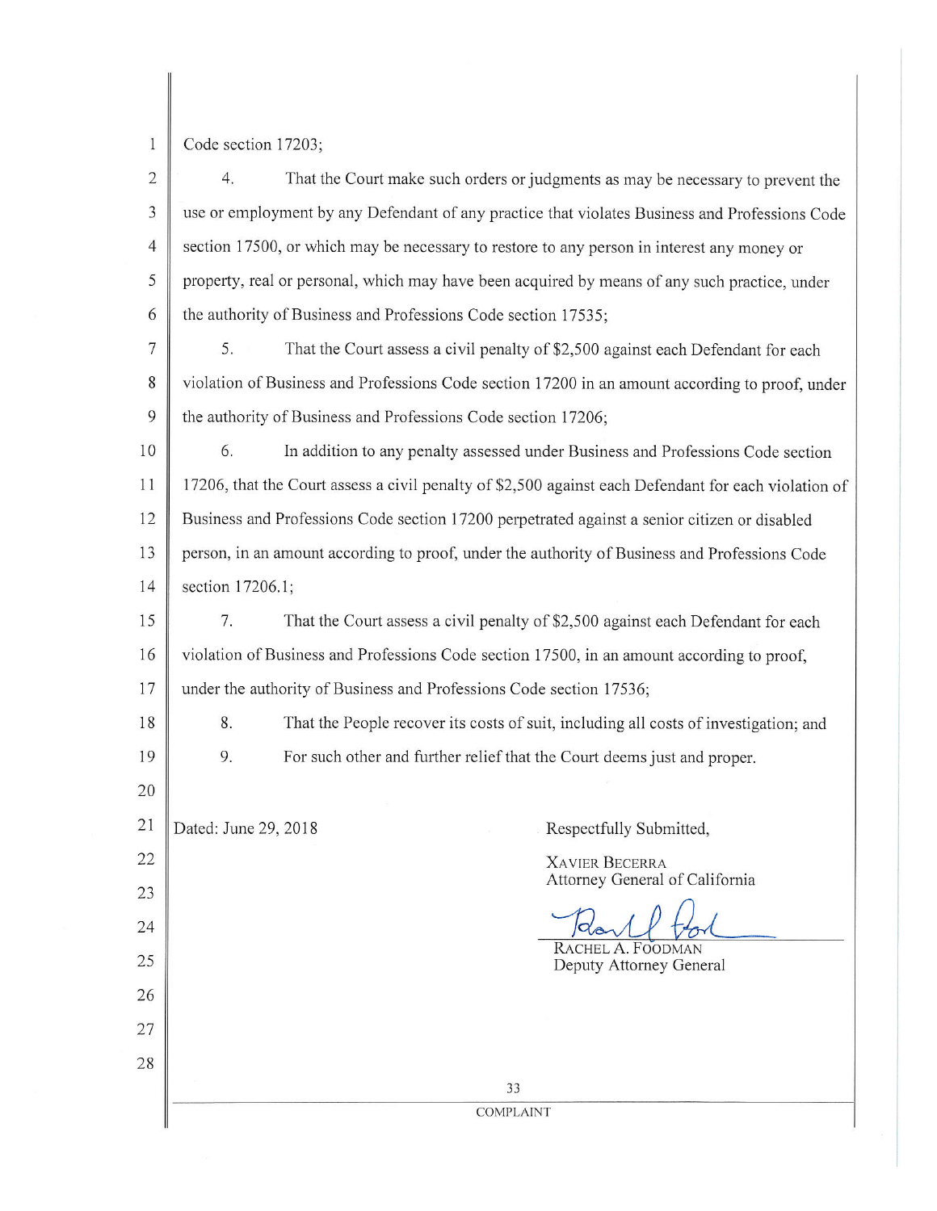Code section 17203;

4. That the Court make such orders or judgments as may be necessary to prevent the use or employment by any Defendant of any practice that violates Business and Professions Code section 17500, or which may be necessary to restore to any person in interest any money or property, real or personal, which may have been acquired by means of any such practice, under the authority of Business and Professions Code section 17535;

5. That the Court assess a civil penalty of $2,500 against each Defendant for each violation of Business and Professions Code section 17200 in an amount according to proof, under the authority of Business and Professions Code section 17206;

6. In addition to any penalty assessed under Business and Professions Code section 17206, that the Court assess a civil penalty of $2,500 against each Defendant for each violation of Business and Professions Code section 17200 perpetrated against a senior citizen or disabled person, in an amount according to proof, under the authority of Business and Professions Code section 17206.1;

7. That the Court assess a civil penalty of $2,500 against each Defendant for each violation of Business and Professions Code section 17500, in an amount according to proof, under the authority of Business and Professions Code section 17536;

8. That the People recover its costs of suit, including all costs of investigation; and

9. For such other and further relief that the Court deems just and proper.

Dated: June 29, 2018

Respectfully Submitted,

XAVIER BECERRA
Attorney General of California

RACHEL A. FOODMAN
Deputy Attorney General